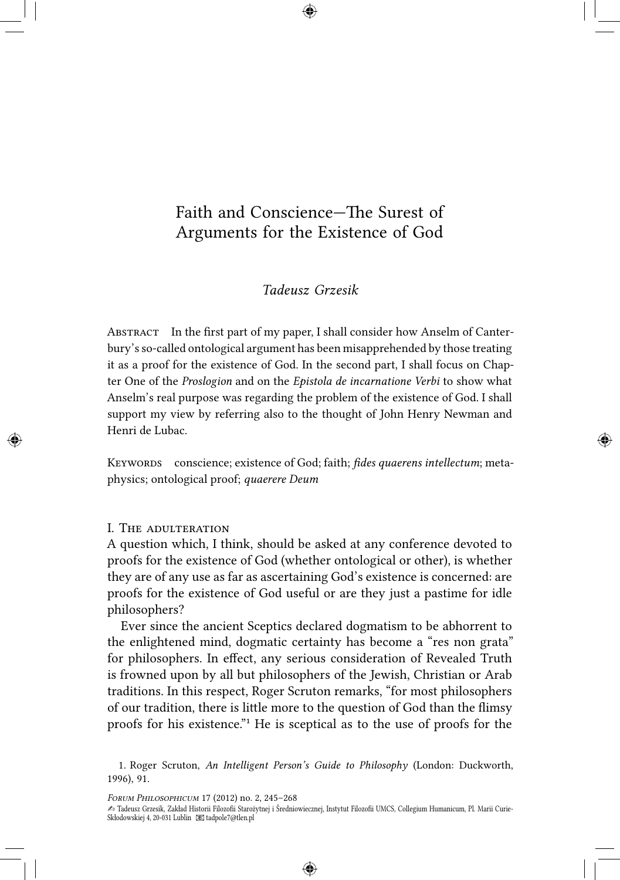# Faith and Conscience—The Surest of Arguments for the Existence of God

*Tadeusz Grzesik*

Abstract In the first part of my paper, I shall consider how Anselm of Canterbury's so-called ontological argument has been misapprehended by those treating it as a proof for the existence of God. In the second part, I shall focus on Chapter One of the *Proslogion* and on the *Epistola de incarnatione Verbi* to show what Anselm's real purpose was regarding the problem of the existence of God. I shall support my view by referring also to the thought of John Henry Newman and Henri de Lubac.

Keywords conscience; existence of God; faith; *fides quaerens intellectum*; metaphysics; ontological proof; *quaerere Deum*

## I. The adulteration

A question which, I think, should be asked at any conference devoted to proofs for the existence of God (whether ontological or other), is whether they are of any use as far as ascertaining God's existence is concerned: are proofs for the existence of God useful or are they just a pastime for idle philosophers?

Ever since the ancient Sceptics declared dogmatism to be abhorrent to the enlightened mind, dogmatic certainty has become a "res non grata" for philosophers. In effect, any serious consideration of Revealed Truth is frowned upon by all but philosophers of the Jewish, Christian or Arab traditions. In this respect, Roger Scruton remarks, "for most philosophers of our tradition, there is little more to the question of God than the flimsy proofs for his existence."[1] He is sceptical as to the use of proofs for the

1. Roger Scruton, *An Intelligent Person's Guide to Philosophy* (London: Duckworth, 1996), 91.

✍ Tadeusz Grzesik, Zakład Historii Filozofii Starożytnej i Średniowiecznej, Instytut Filozofii UMCS, Collegium Humanicum, Pl. Marii Curie-Skłodowskiej 4, 20-031 Lublin ✉ tadpole7@tlen.pl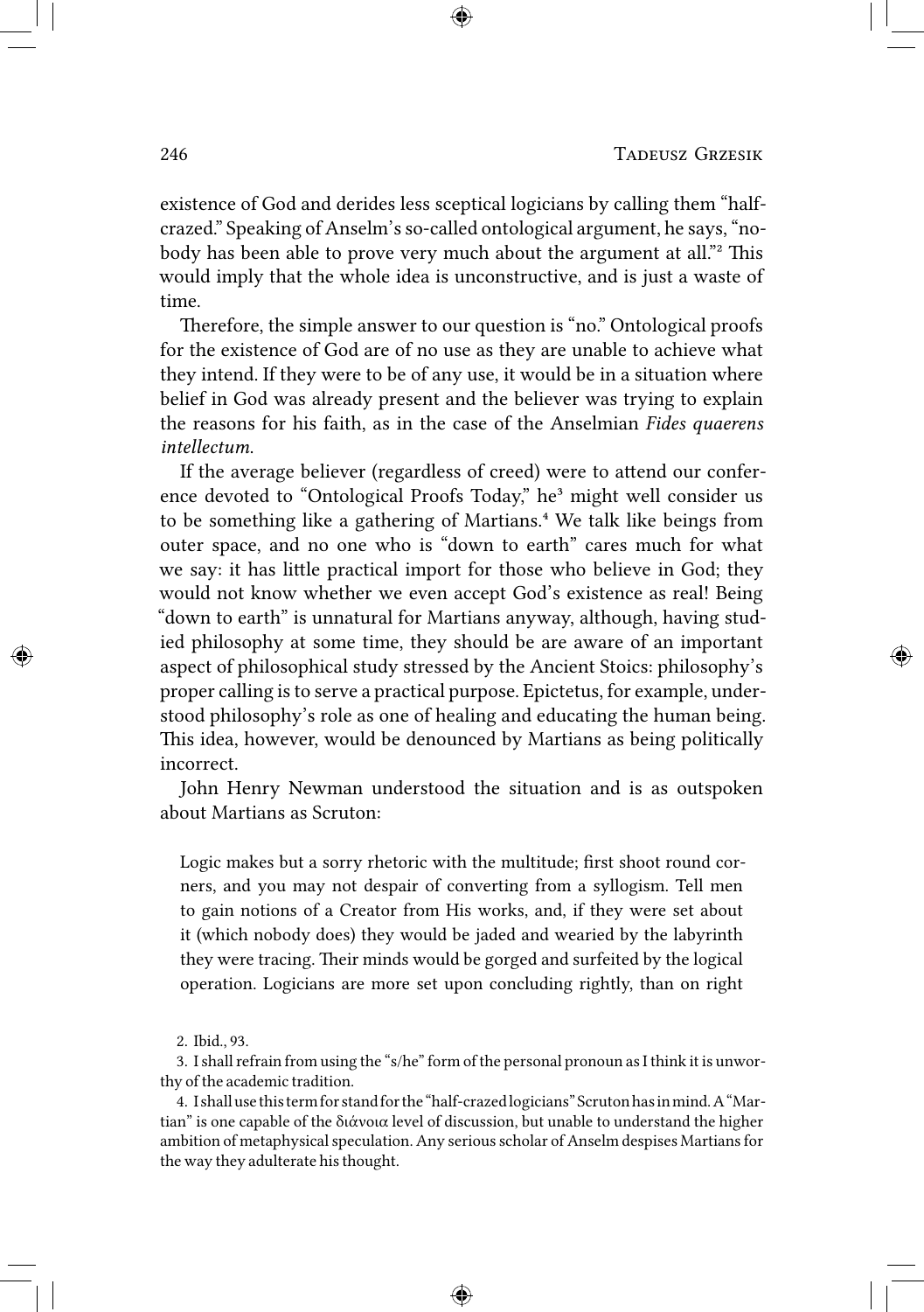existence of God and derides less sceptical logicians by calling them "half-crazed." Speaking of Anselm's so-called ontological argument, he says, "nobody has been able to prove very much about the argument at all."[2] This would imply that the whole idea is unconstructive, and is just a waste of time.

Therefore, the simple answer to our question is "no." Ontological proofs for the existence of God are of no use as they are unable to achieve what they intend. If they were to be of any use, it would be in a situation where belief in God was already present and the believer was trying to explain the reasons for his faith, as in the case of the Anselmian *Fides quaerens intellectum.*

If the average believer (regardless of creed) were to attend our conference devoted to "Ontological Proofs Today," he[3] might well consider us to be something like a gathering of Martians.[4] We talk like beings from outer space, and no one who is "down to earth" cares much for what we say: it has little practical import for those who believe in God; they would not know whether we even accept God's existence as real! Being "down to earth" is unnatural for Martians anyway, although, having studied philosophy at some time, they should be are aware of an important aspect of philosophical study stressed by the Ancient Stoics: philosophy's proper calling is to serve a practical purpose. Epictetus, for example, understood philosophy's role as one of healing and educating the human being. This idea, however, would be denounced by Martians as being politically incorrect.

John Henry Newman understood the situation and is as outspoken about Martians as Scruton:

> Logic makes but a sorry rhetoric with the multitude; first shoot round corners, and you may not despair of converting from a syllogism. Tell men to gain notions of a Creator from His works, and, if they were set about it (which nobody does) they would be jaded and wearied by the labyrinth they were tracing. Their minds would be gorged and surfeited by the logical operation. Logicians are more set upon concluding rightly, than on right

2. Ibid., 93.

3. I shall refrain from using the "s/he" form of the personal pronoun as I think it is unworthy of the academic tradition.

4. I shall use this term for stand for the "half-crazed logicians" Scruton has in mind. A "Martian" is one capable of the διάνοια level of discussion, but unable to understand the higher ambition of metaphysical speculation. Any serious scholar of Anselm despises Martians for the way they adulterate his thought.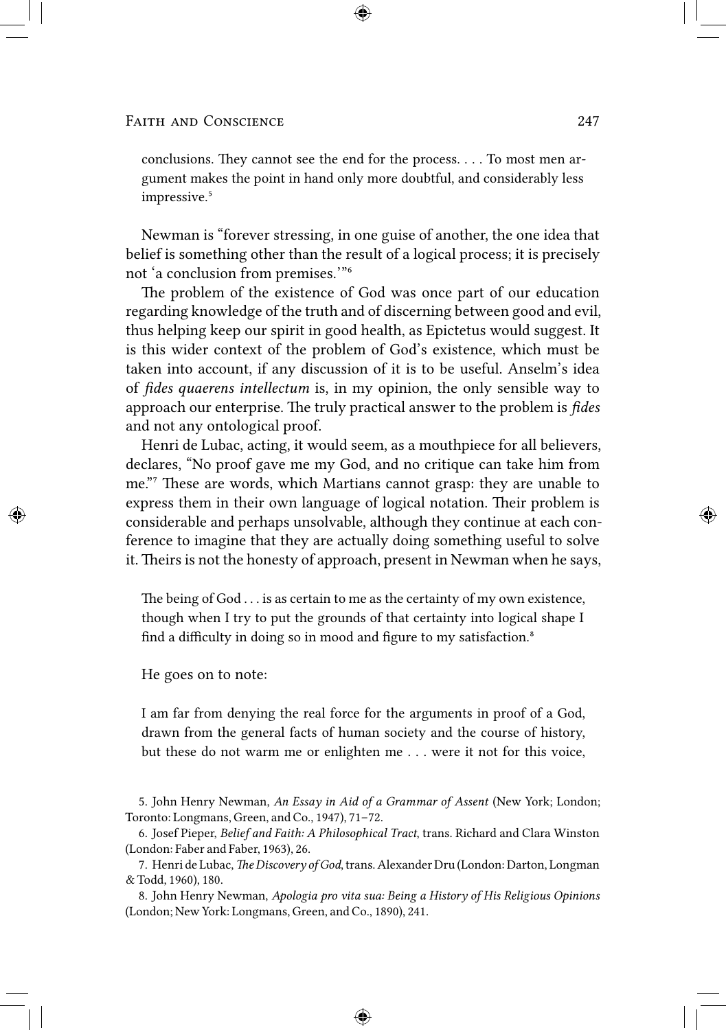> conclusions. They cannot see the end for the process. . . . To most men argument makes the point in hand only more doubtful, and considerably less impressive.[5]

Newman is "forever stressing, in one guise of another, the one idea that belief is something other than the result of a logical process; it is precisely not 'a conclusion from premises.'"[6]

The problem of the existence of God was once part of our education regarding knowledge of the truth and of discerning between good and evil, thus helping keep our spirit in good health, as Epictetus would suggest. It is this wider context of the problem of God's existence, which must be taken into account, if any discussion of it is to be useful. Anselm's idea of *fides quaerens intellectum* is, in my opinion, the only sensible way to approach our enterprise. The truly practical answer to the problem is *fides* and not any ontological proof.

Henri de Lubac, acting, it would seem, as a mouthpiece for all believers, declares, "No proof gave me my God, and no critique can take him from me."[7] These are words, which Martians cannot grasp: they are unable to express them in their own language of logical notation. Their problem is considerable and perhaps unsolvable, although they continue at each conference to imagine that they are actually doing something useful to solve it. Theirs is not the honesty of approach, present in Newman when he says,

> The being of God . . . is as certain to me as the certainty of my own existence, though when I try to put the grounds of that certainty into logical shape I find a difficulty in doing so in mood and figure to my satisfaction.[8]

He goes on to note:

> I am far from denying the real force for the arguments in proof of a God, drawn from the general facts of human society and the course of history, but these do not warm me or enlighten me . . . were it not for this voice,

5. John Henry Newman, *An Essay in Aid of a Grammar of Assent* (New York; London; Toronto: Longmans, Green, and Co., 1947), 71–72.

6. Josef Pieper, *Belief and Faith: A Philosophical Tract*, trans. Richard and Clara Winston (London: Faber and Faber, 1963), 26.

7. Henri de Lubac, *The Discovery of God*, trans. Alexander Dru (London: Darton, Longman & Todd, 1960), 180.

8. John Henry Newman, *Apologia pro vita sua: Being a History of His Religious Opinions* (London; New York: Longmans, Green, and Co., 1890), 241.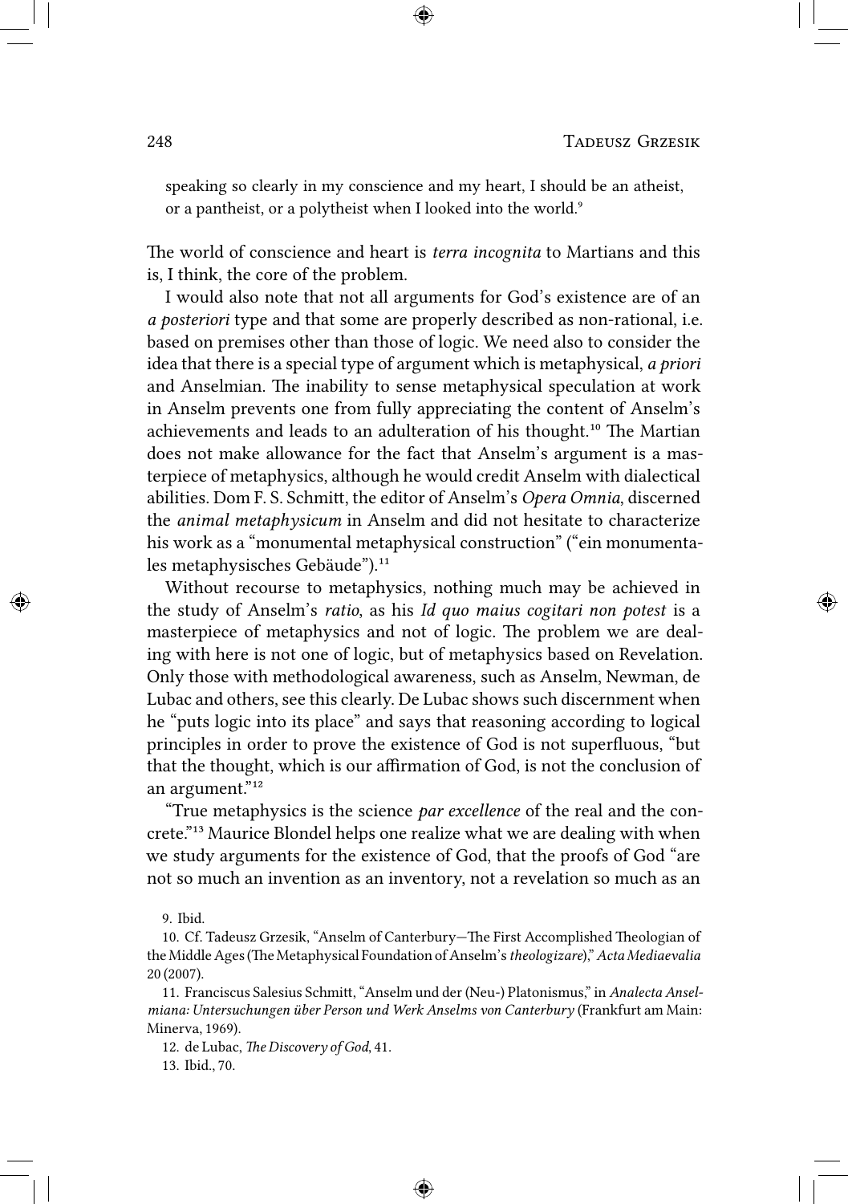> speaking so clearly in my conscience and my heart, I should be an atheist, or a pantheist, or a polytheist when I looked into the world.[9]

The world of conscience and heart is *terra incognita* to Martians and this is, I think, the core of the problem.

I would also note that not all arguments for God's existence are of an *a posteriori* type and that some are properly described as non-rational, i.e. based on premises other than those of logic. We need also to consider the idea that there is a special type of argument which is metaphysical, *a priori* and Anselmian. The inability to sense metaphysical speculation at work in Anselm prevents one from fully appreciating the content of Anselm's achievements and leads to an adulteration of his thought.[10] The Martian does not make allowance for the fact that Anselm's argument is a masterpiece of metaphysics, although he would credit Anselm with dialectical abilities. Dom F. S. Schmitt, the editor of Anselm's *Opera Omnia*, discerned the *animal metaphysicum* in Anselm and did not hesitate to characterize his work as a "monumental metaphysical construction" ("ein monumentales metaphysisches Gebäude").[11]

Without recourse to metaphysics, nothing much may be achieved in the study of Anselm's *ratio*, as his *Id quo maius cogitari non potest* is a masterpiece of metaphysics and not of logic. The problem we are dealing with here is not one of logic, but of metaphysics based on Revelation. Only those with methodological awareness, such as Anselm, Newman, de Lubac and others, see this clearly. De Lubac shows such discernment when he "puts logic into its place" and says that reasoning according to logical principles in order to prove the existence of God is not superfluous, "but that the thought, which is our affirmation of God, is not the conclusion of an argument."[12]

"True metaphysics is the science *par excellence* of the real and the concrete."[13] Maurice Blondel helps one realize what we are dealing with when we study arguments for the existence of God, that the proofs of God "are not so much an invention as an inventory, not a revelation so much as an

9. Ibid.

10. Cf. Tadeusz Grzesik, "Anselm of Canterbury—The First Accomplished Theologian of the Middle Ages (The Metaphysical Foundation of Anselm's *theologizare*)," *Acta Mediaevalia* 20 (2007).

11. Franciscus Salesius Schmitt, "Anselm und der (Neu-) Platonismus," in *Analecta Anselmiana: Untersuchungen über Person und Werk Anselms von Canterbury* (Frankfurt am Main: Minerva, 1969).

12. de Lubac, *The Discovery of God*, 41.

13. Ibid., 70.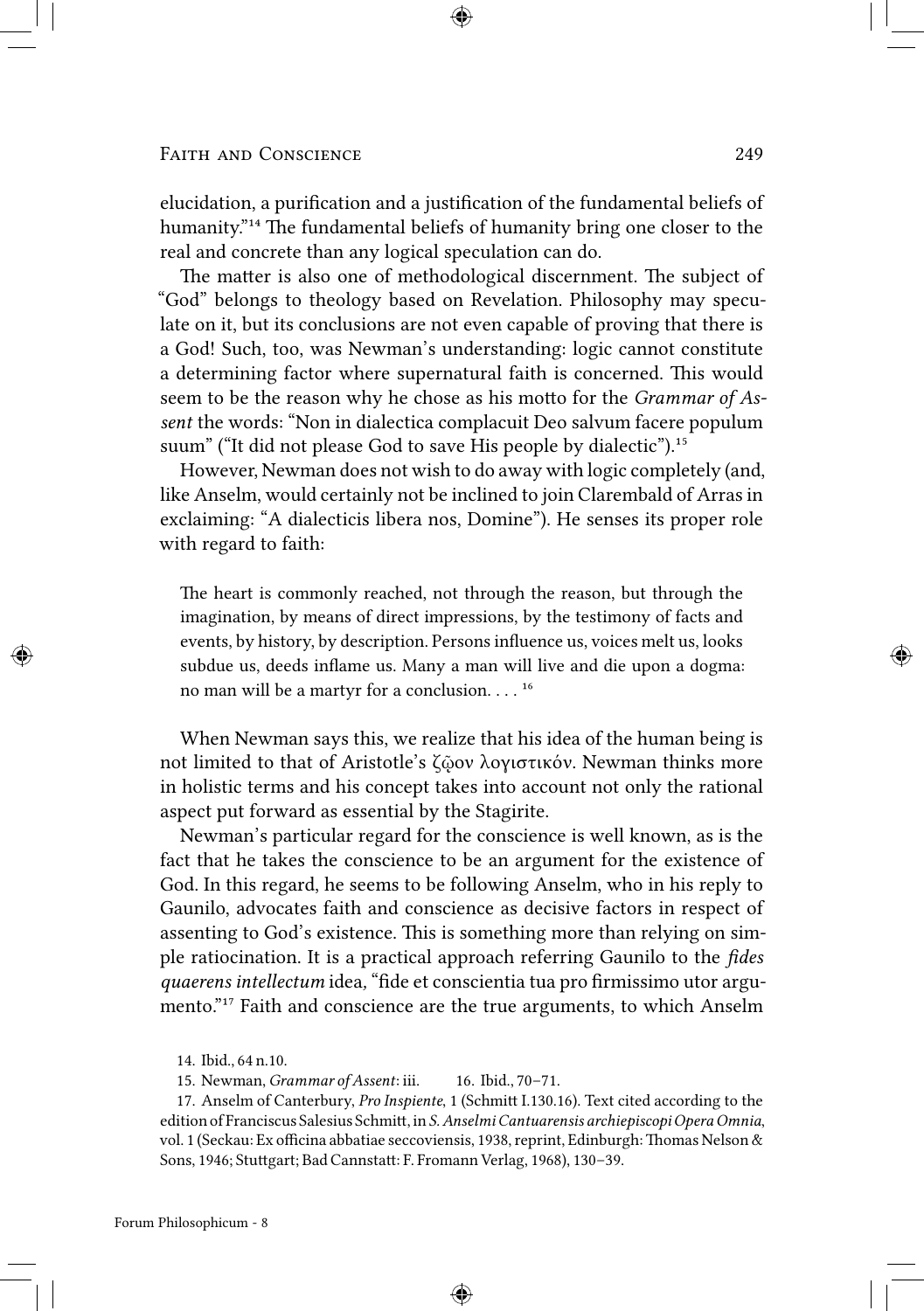elucidation, a purification and a justification of the fundamental beliefs of humanity."[14] The fundamental beliefs of humanity bring one closer to the real and concrete than any logical speculation can do.

The matter is also one of methodological discernment. The subject of "God" belongs to theology based on Revelation. Philosophy may speculate on it, but its conclusions are not even capable of proving that there is a God! Such, too, was Newman's understanding: logic cannot constitute a determining factor where supernatural faith is concerned. This would seem to be the reason why he chose as his motto for the *Grammar of Assent* the words: "Non in dialectica complacuit Deo salvum facere populum suum" ("It did not please God to save His people by dialectic").[15]

However, Newman does not wish to do away with logic completely (and, like Anselm, would certainly not be inclined to join Clarembald of Arras in exclaiming: "A dialecticis libera nos, Domine"). He senses its proper role with regard to faith:

> The heart is commonly reached, not through the reason, but through the imagination, by means of direct impressions, by the testimony of facts and events, by history, by description. Persons influence us, voices melt us, looks subdue us, deeds inflame us. Many a man will live and die upon a dogma: no man will be a martyr for a conclusion. . . . [16]

When Newman says this, we realize that his idea of the human being is not limited to that of Aristotle's ζῷον λογιστικόν. Newman thinks more in holistic terms and his concept takes into account not only the rational aspect put forward as essential by the Stagirite.

Newman's particular regard for the conscience is well known, as is the fact that he takes the conscience to be an argument for the existence of God. In this regard, he seems to be following Anselm, who in his reply to Gaunilo, advocates faith and conscience as decisive factors in respect of assenting to God's existence. This is something more than relying on simple ratiocination. It is a practical approach referring Gaunilo to the *fides quaerens intellectum* idea, "fide et conscientia tua pro firmissimo utor argumento."[17] Faith and conscience are the true arguments, to which Anselm

14. Ibid., 64 n.10.

15. Newman, *Grammar of Assent*: iii.

16. Ibid., 70–71.

17. Anselm of Canterbury, *Pro Inspiente*, 1 (Schmitt I.130.16). Text cited according to the edition of Franciscus Salesius Schmitt, in *S. Anselmi Cantuarensis archiepiscopi Opera Omnia*, vol. 1 (Seckau: Ex officina abbatiae seccoviensis, 1938, reprint, Edinburgh: Thomas Nelson & Sons, 1946; Stuttgart; Bad Cannstatt: F. Fromann Verlag, 1968), 130–39.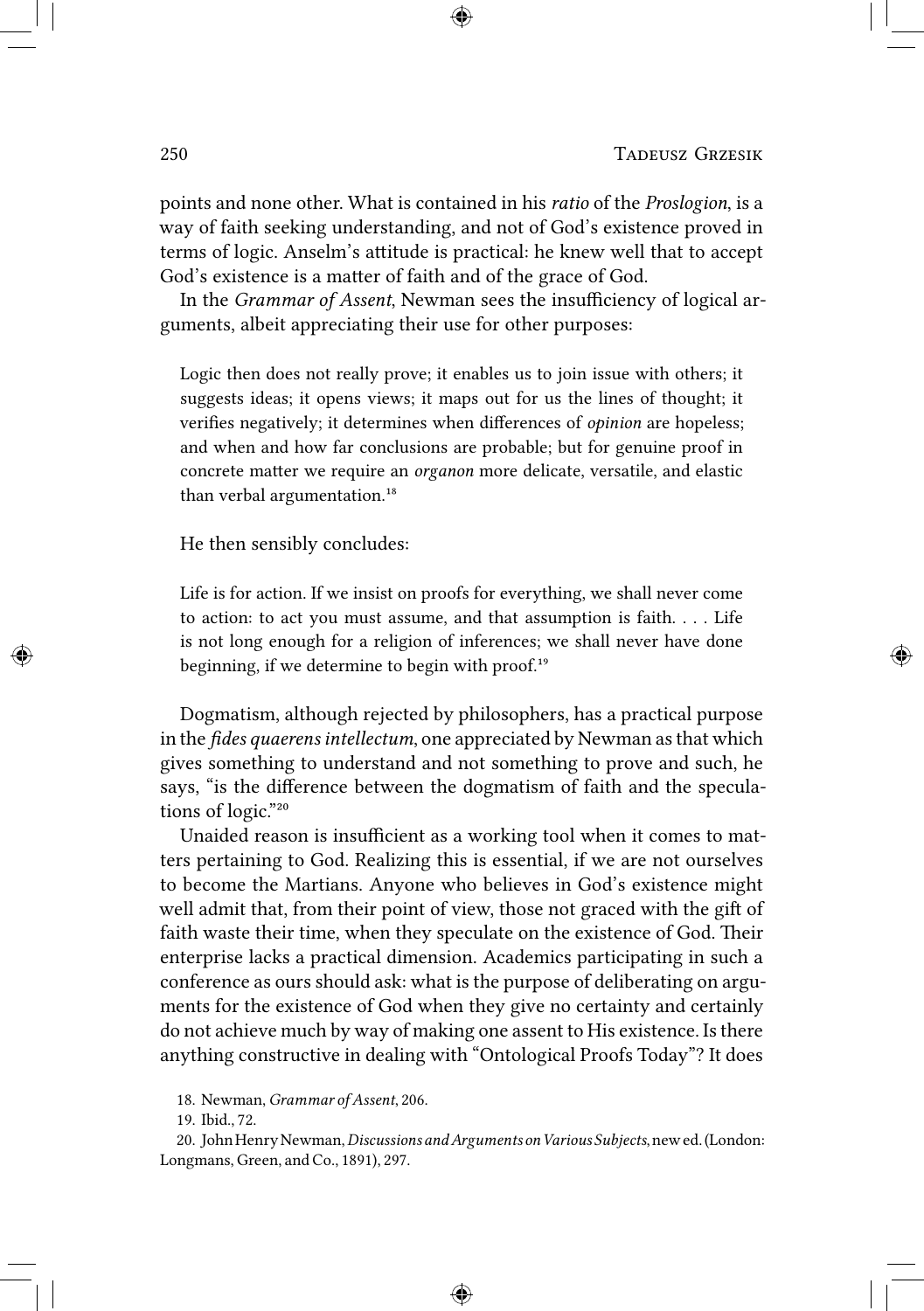points and none other. What is contained in his *ratio* of the *Proslogion*, is a way of faith seeking understanding, and not of God's existence proved in terms of logic. Anselm's attitude is practical: he knew well that to accept God's existence is a matter of faith and of the grace of God.

In the *Grammar of Assent*, Newman sees the insufficiency of logical arguments, albeit appreciating their use for other purposes:

> Logic then does not really prove; it enables us to join issue with others; it suggests ideas; it opens views; it maps out for us the lines of thought; it verifies negatively; it determines when differences of *opinion* are hopeless; and when and how far conclusions are probable; but for genuine proof in concrete matter we require an *organon* more delicate, versatile, and elastic than verbal argumentation.[18]

He then sensibly concludes:

> Life is for action. If we insist on proofs for everything, we shall never come to action: to act you must assume, and that assumption is faith. . . . Life is not long enough for a religion of inferences; we shall never have done beginning, if we determine to begin with proof.[19]

Dogmatism, although rejected by philosophers, has a practical purpose in the *fides quaerens intellectum*, one appreciated by Newman as that which gives something to understand and not something to prove and such, he says, "is the difference between the dogmatism of faith and the speculations of logic."[20]

Unaided reason is insufficient as a working tool when it comes to matters pertaining to God. Realizing this is essential, if we are not ourselves to become the Martians. Anyone who believes in God's existence might well admit that, from their point of view, those not graced with the gift of faith waste their time, when they speculate on the existence of God. Their enterprise lacks a practical dimension. Academics participating in such a conference as ours should ask: what is the purpose of deliberating on arguments for the existence of God when they give no certainty and certainly do not achieve much by way of making one assent to His existence. Is there anything constructive in dealing with "Ontological Proofs Today"? It does

18. Newman, *Grammar of Assent*, 206.

19. Ibid., 72.

20. John Henry Newman, *Discussions and Arguments on Various Subjects*, new ed. (London: Longmans, Green, and Co., 1891), 297.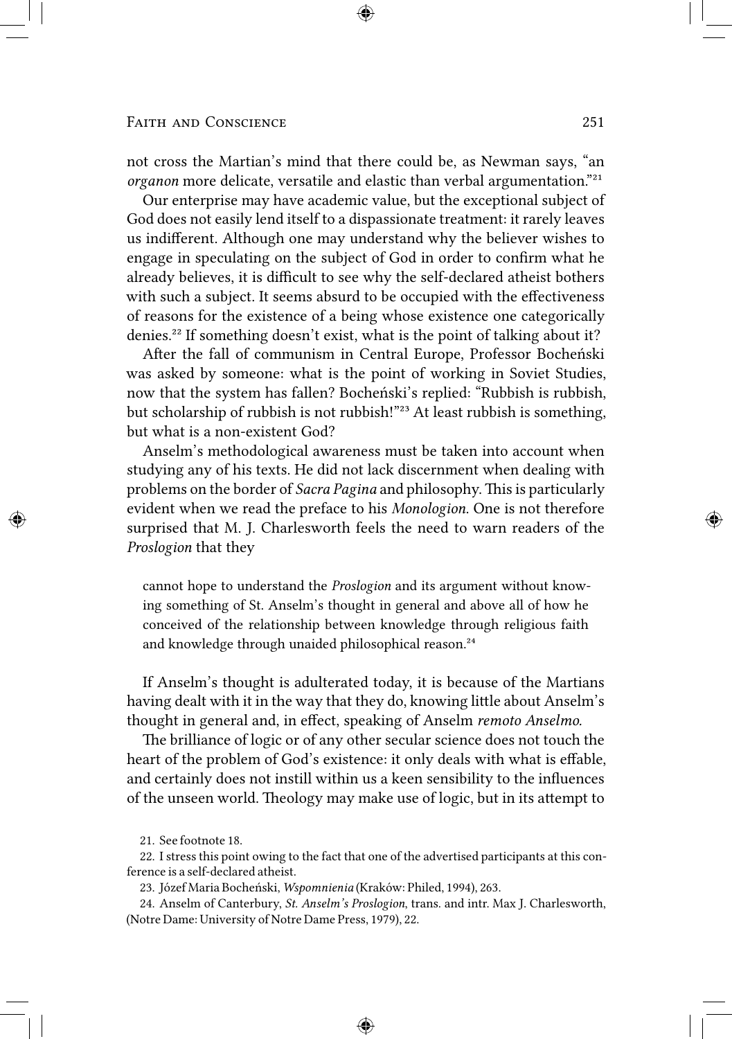not cross the Martian's mind that there could be, as Newman says, "an *organon* more delicate, versatile and elastic than verbal argumentation."[21]

Our enterprise may have academic value, but the exceptional subject of God does not easily lend itself to a dispassionate treatment: it rarely leaves us indifferent. Although one may understand why the believer wishes to engage in speculating on the subject of God in order to confirm what he already believes, it is difficult to see why the self-declared atheist bothers with such a subject. It seems absurd to be occupied with the effectiveness of reasons for the existence of a being whose existence one categorically denies.[22] If something doesn't exist, what is the point of talking about it?

After the fall of communism in Central Europe, Professor Bocheński was asked by someone: what is the point of working in Soviet Studies, now that the system has fallen? Bocheński's replied: "Rubbish is rubbish, but scholarship of rubbish is not rubbish!"[23] At least rubbish is something, but what is a non-existent God?

Anselm's methodological awareness must be taken into account when studying any of his texts. He did not lack discernment when dealing with problems on the border of *Sacra Pagina* and philosophy. This is particularly evident when we read the preface to his *Monologion*. One is not therefore surprised that M. J. Charlesworth feels the need to warn readers of the *Proslogion* that they

> cannot hope to understand the *Proslogion* and its argument without knowing something of St. Anselm's thought in general and above all of how he conceived of the relationship between knowledge through religious faith and knowledge through unaided philosophical reason.[24]

If Anselm's thought is adulterated today, it is because of the Martians having dealt with it in the way that they do, knowing little about Anselm's thought in general and, in effect, speaking of Anselm *remoto Anselmo*.

The brilliance of logic or of any other secular science does not touch the heart of the problem of God's existence: it only deals with what is effable, and certainly does not instill within us a keen sensibility to the influences of the unseen world. Theology may make use of logic, but in its attempt to

21. See footnote 18.

22. I stress this point owing to the fact that one of the advertised participants at this conference is a self-declared atheist.

23. Józef Maria Bocheński, *Wspomnienia* (Kraków: Philed, 1994), 263.

24. Anselm of Canterbury, *St. Anselm's Proslogion*, trans. and intr. Max J. Charlesworth, (Notre Dame: University of Notre Dame Press, 1979), 22.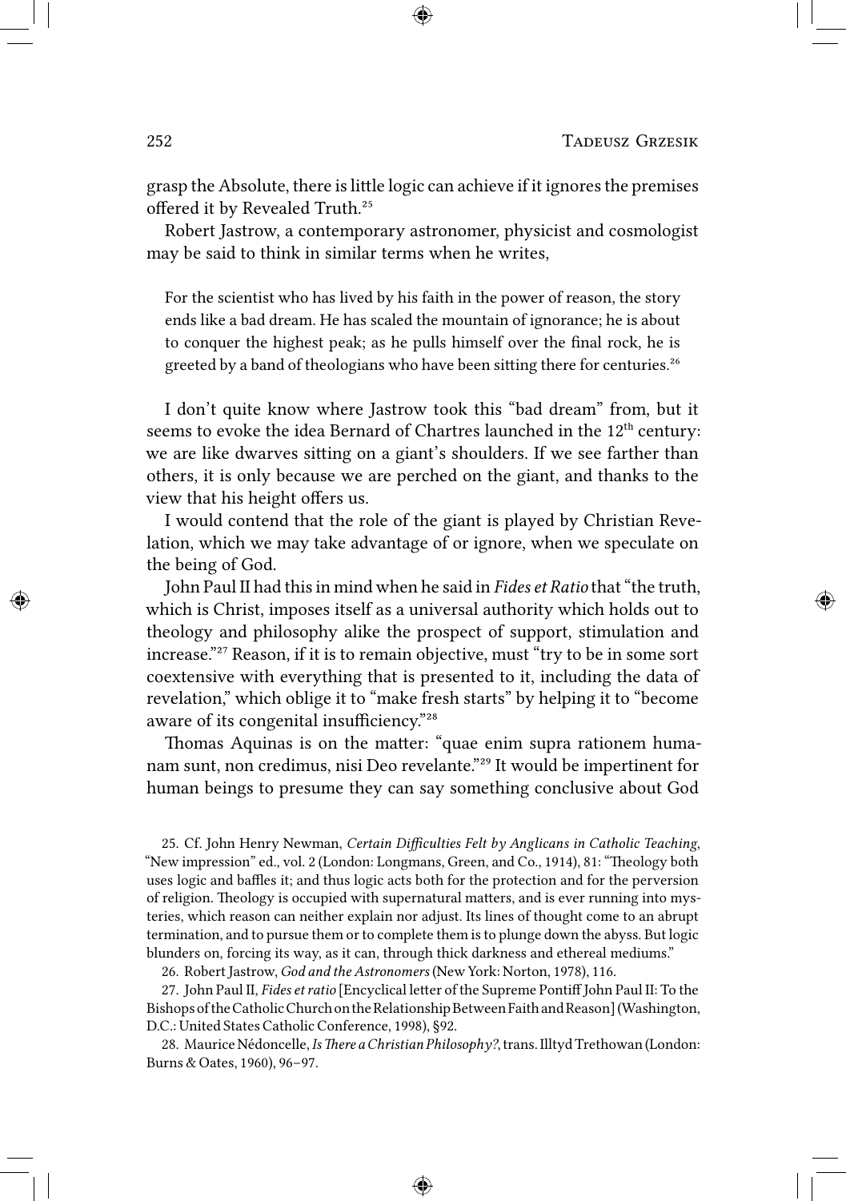grasp the Absolute, there is little logic can achieve if it ignores the premises offered it by Revealed Truth.[25]

Robert Jastrow, a contemporary astronomer, physicist and cosmologist may be said to think in similar terms when he writes,

> For the scientist who has lived by his faith in the power of reason, the story ends like a bad dream. He has scaled the mountain of ignorance; he is about to conquer the highest peak; as he pulls himself over the final rock, he is greeted by a band of theologians who have been sitting there for centuries.[26]

I don't quite know where Jastrow took this "bad dream" from, but it seems to evoke the idea Bernard of Chartres launched in the 12th century: we are like dwarves sitting on a giant's shoulders. If we see farther than others, it is only because we are perched on the giant, and thanks to the view that his height offers us.

I would contend that the role of the giant is played by Christian Revelation, which we may take advantage of or ignore, when we speculate on the being of God.

John Paul II had this in mind when he said in *Fides et Ratio* that "the truth, which is Christ, imposes itself as a universal authority which holds out to theology and philosophy alike the prospect of support, stimulation and increase."[27] Reason, if it is to remain objective, must "try to be in some sort coextensive with everything that is presented to it, including the data of revelation," which oblige it to "make fresh starts" by helping it to "become aware of its congenital insufficiency."[28]

Thomas Aquinas is on the matter: "quae enim supra rationem humanam sunt, non credimus, nisi Deo revelante."[29] It would be impertinent for human beings to presume they can say something conclusive about God

25. Cf. John Henry Newman, *Certain Difficulties Felt by Anglicans in Catholic Teaching*, "New impression" ed., vol. 2 (London: Longmans, Green, and Co., 1914), 81: "Theology both uses logic and baffles it; and thus logic acts both for the protection and for the perversion of religion. Theology is occupied with supernatural matters, and is ever running into mysteries, which reason can neither explain nor adjust. Its lines of thought come to an abrupt termination, and to pursue them or to complete them is to plunge down the abyss. But logic blunders on, forcing its way, as it can, through thick darkness and ethereal mediums."

26. Robert Jastrow, *God and the Astronomers* (New York: Norton, 1978), 116.

27. John Paul II, *Fides et ratio* [Encyclical letter of the Supreme Pontiff John Paul II: To the Bishops of the Catholic Church on the Relationship Between Faith and Reason] (Washington, D.C.: United States Catholic Conference, 1998), §92.

28. Maurice Nédoncelle, *Is There a Christian Philosophy?*, trans. Illtyd Trethowan (London: Burns & Oates, 1960), 96–97.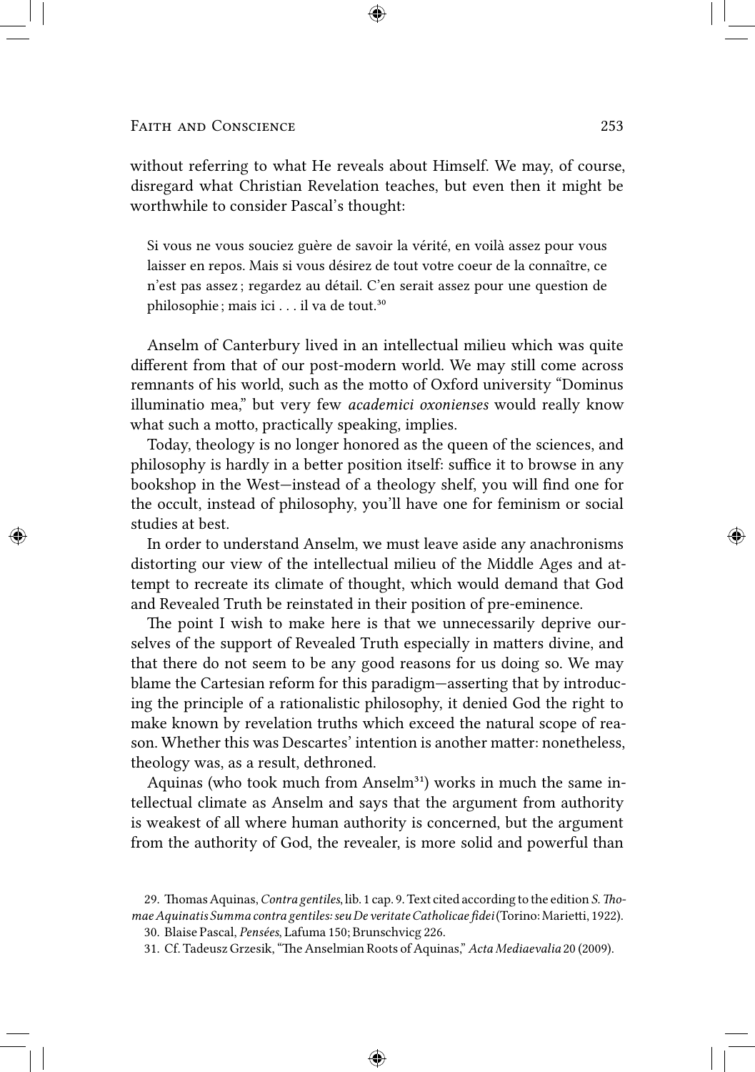without referring to what He reveals about Himself. We may, of course, disregard what Christian Revelation teaches, but even then it might be worthwhile to consider Pascal's thought:

> Si vous ne vous souciez guère de savoir la vérité, en voilà assez pour vous laisser en repos. Mais si vous désirez de tout votre coeur de la connaître, ce n'est pas assez ; regardez au détail. C'en serait assez pour une question de philosophie ; mais ici . . . il va de tout.[30]

Anselm of Canterbury lived in an intellectual milieu which was quite different from that of our post-modern world. We may still come across remnants of his world, such as the motto of Oxford university "Dominus illuminatio mea," but very few *academici oxonienses* would really know what such a motto, practically speaking, implies.

Today, theology is no longer honored as the queen of the sciences, and philosophy is hardly in a better position itself: suffice it to browse in any bookshop in the West—instead of a theology shelf, you will find one for the occult, instead of philosophy, you'll have one for feminism or social studies at best.

In order to understand Anselm, we must leave aside any anachronisms distorting our view of the intellectual milieu of the Middle Ages and attempt to recreate its climate of thought, which would demand that God and Revealed Truth be reinstated in their position of pre-eminence.

The point I wish to make here is that we unnecessarily deprive ourselves of the support of Revealed Truth especially in matters divine, and that there do not seem to be any good reasons for us doing so. We may blame the Cartesian reform for this paradigm—asserting that by introducing the principle of a rationalistic philosophy, it denied God the right to make known by revelation truths which exceed the natural scope of reason. Whether this was Descartes' intention is another matter: nonetheless, theology was, as a result, dethroned.

Aquinas (who took much from Anselm[31]) works in much the same intellectual climate as Anselm and says that the argument from authority is weakest of all where human authority is concerned, but the argument from the authority of God, the revealer, is more solid and powerful than

29. Thomas Aquinas, *Contra gentiles*, lib. 1 cap. 9. Text cited according to the edition *S. Thomae Aquinatis Summa contra gentiles: seu De veritate Catholicae fidei* (Torino: Marietti, 1922).

30. Blaise Pascal, *Pensées*, Lafuma 150; Brunschvicg 226.

31. Cf. Tadeusz Grzesik, "The Anselmian Roots of Aquinas," *Acta Mediaevalia* 20 (2009).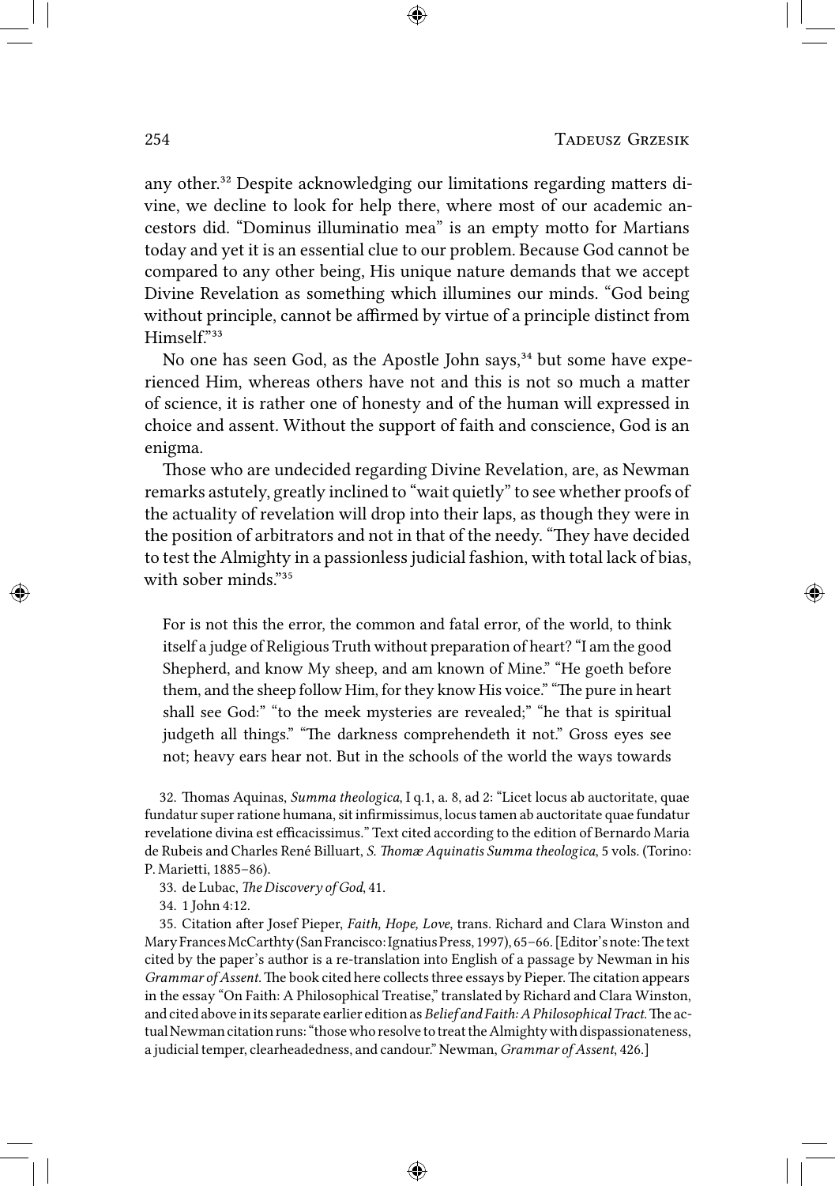any other.[32] Despite acknowledging our limitations regarding matters divine, we decline to look for help there, where most of our academic ancestors did. "Dominus illuminatio mea" is an empty motto for Martians today and yet it is an essential clue to our problem. Because God cannot be compared to any other being, His unique nature demands that we accept Divine Revelation as something which illumines our minds. "God being without principle, cannot be affirmed by virtue of a principle distinct from Himself."[33]

No one has seen God, as the Apostle John says,[34] but some have experienced Him, whereas others have not and this is not so much a matter of science, it is rather one of honesty and of the human will expressed in choice and assent. Without the support of faith and conscience, God is an enigma.

Those who are undecided regarding Divine Revelation, are, as Newman remarks astutely, greatly inclined to "wait quietly" to see whether proofs of the actuality of revelation will drop into their laps, as though they were in the position of arbitrators and not in that of the needy. "They have decided to test the Almighty in a passionless judicial fashion, with total lack of bias, with sober minds."[35]

> For is not this the error, the common and fatal error, of the world, to think itself a judge of Religious Truth without preparation of heart? "I am the good Shepherd, and know My sheep, and am known of Mine." "He goeth before them, and the sheep follow Him, for they know His voice." "The pure in heart shall see God:" "to the meek mysteries are revealed;" "he that is spiritual judgeth all things." "The darkness comprehendeth it not." Gross eyes see not; heavy ears hear not. But in the schools of the world the ways towards

32. Thomas Aquinas, *Summa theologica*, I q.1, a. 8, ad 2: "Licet locus ab auctoritate, quae fundatur super ratione humana, sit infirmissimus, locus tamen ab auctoritate quae fundatur revelatione divina est efficacissimus." Text cited according to the edition of Bernardo Maria de Rubeis and Charles René Billuart, *S. Thomæ Aquinatis Summa theologica*, 5 vols. (Torino: P. Marietti, 1885–86).

33. de Lubac, *The Discovery of God*, 41.

34. 1 John 4:12.

35. Citation after Josef Pieper, *Faith, Hope, Love*, trans. Richard and Clara Winston and Mary Frances McCarthty (San Francisco: Ignatius Press, 1997), 65–66. [Editor's note: The text cited by the paper's author is a re-translation into English of a passage by Newman in his *Grammar of Assent*. The book cited here collects three essays by Pieper. The citation appears in the essay "On Faith: A Philosophical Treatise," translated by Richard and Clara Winston, and cited above in its separate earlier edition as *Belief and Faith: A Philosophical Tract*. The actual Newman citation runs: "those who resolve to treat the Almighty with dispassionateness, a judicial temper, clearheadedness, and candour." Newman, *Grammar of Assent*, 426.]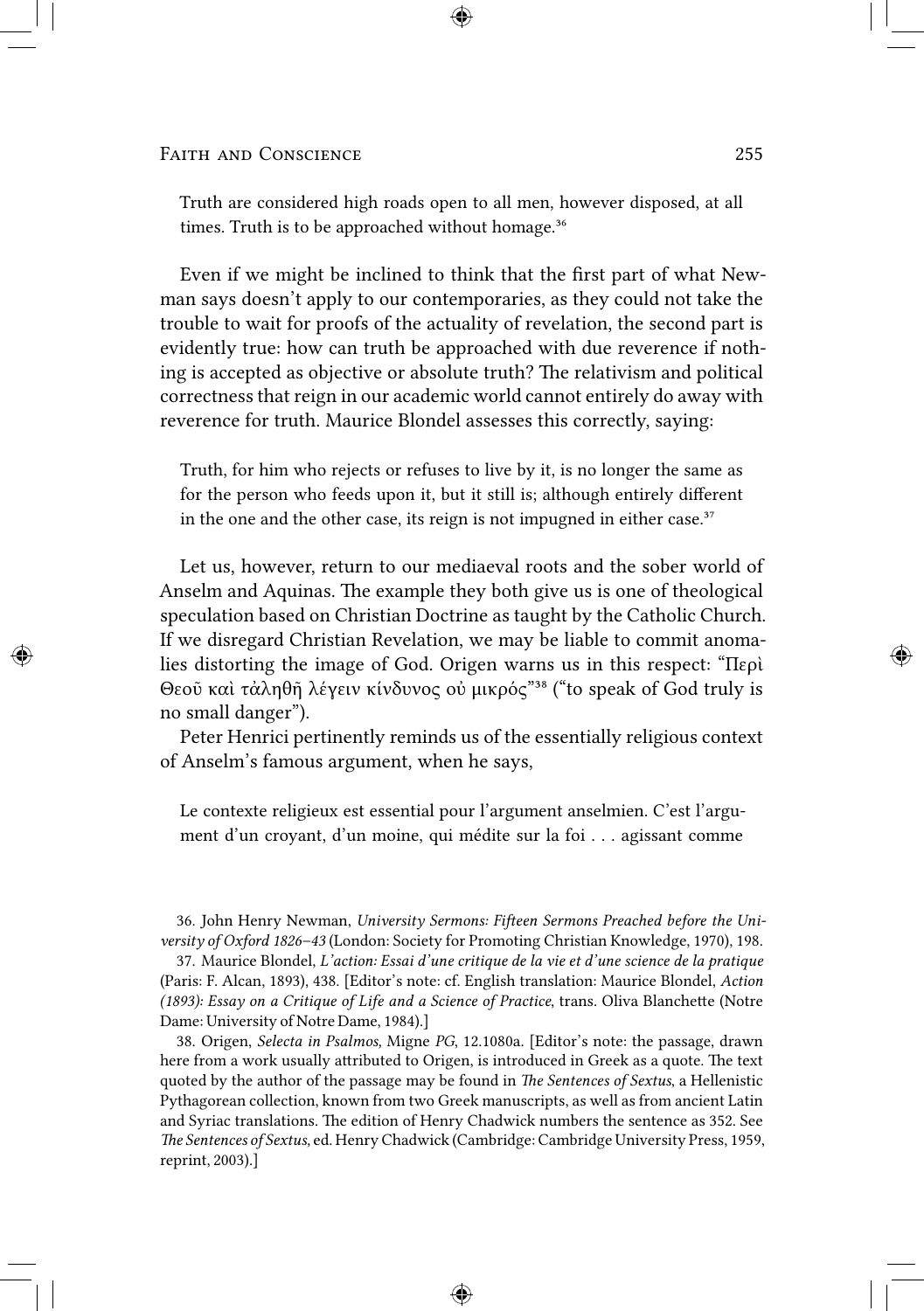Truth are considered high roads open to all men, however disposed, at all times. Truth is to be approached without homage.[36]

Even if we might be inclined to think that the first part of what Newman says doesn't apply to our contemporaries, as they could not take the trouble to wait for proofs of the actuality of revelation, the second part is evidently true: how can truth be approached with due reverence if nothing is accepted as objective or absolute truth? The relativism and political correctness that reign in our academic world cannot entirely do away with reverence for truth. Maurice Blondel assesses this correctly, saying:

> Truth, for him who rejects or refuses to live by it, is no longer the same as for the person who feeds upon it, but it still is; although entirely different in the one and the other case, its reign is not impugned in either case.[37]

Let us, however, return to our mediaeval roots and the sober world of Anselm and Aquinas. The example they both give us is one of theological speculation based on Christian Doctrine as taught by the Catholic Church. If we disregard Christian Revelation, we may be liable to commit anomalies distorting the image of God. Origen warns us in this respect: "Περὶ Θεοῦ καὶ τἀληθῆ λέγειν κίνδυνος οὐ μικρός"[38] ("to speak of God truly is no small danger").

Peter Henrici pertinently reminds us of the essentially religious context of Anselm's famous argument, when he says,

> Le contexte religieux est essential pour l'argument anselmien. C'est l'argument d'un croyant, d'un moine, qui médite sur la foi . . . agissant comme

36. John Henry Newman, *University Sermons: Fifteen Sermons Preached before the University of Oxford 1826–43* (London: Society for Promoting Christian Knowledge, 1970), 198.

37. Maurice Blondel, *L'action: Essai d'une critique de la vie et d'une science de la pratique* (Paris: F. Alcan, 1893), 438. [Editor's note: cf. English translation: Maurice Blondel, *Action (1893): Essay on a Critique of Life and a Science of Practice*, trans. Oliva Blanchette (Notre Dame: University of Notre Dame, 1984).]

38. Origen, *Selecta in Psalmos,* Migne *PG*, 12.1080a. [Editor's note: the passage, drawn here from a work usually attributed to Origen, is introduced in Greek as a quote. The text quoted by the author of the passage may be found in *The Sentences of Sextus*, a Hellenistic Pythagorean collection, known from two Greek manuscripts, as well as from ancient Latin and Syriac translations. The edition of Henry Chadwick numbers the sentence as 352. See *The Sentences of Sextus,* ed. Henry Chadwick (Cambridge: Cambridge University Press, 1959, reprint, 2003).]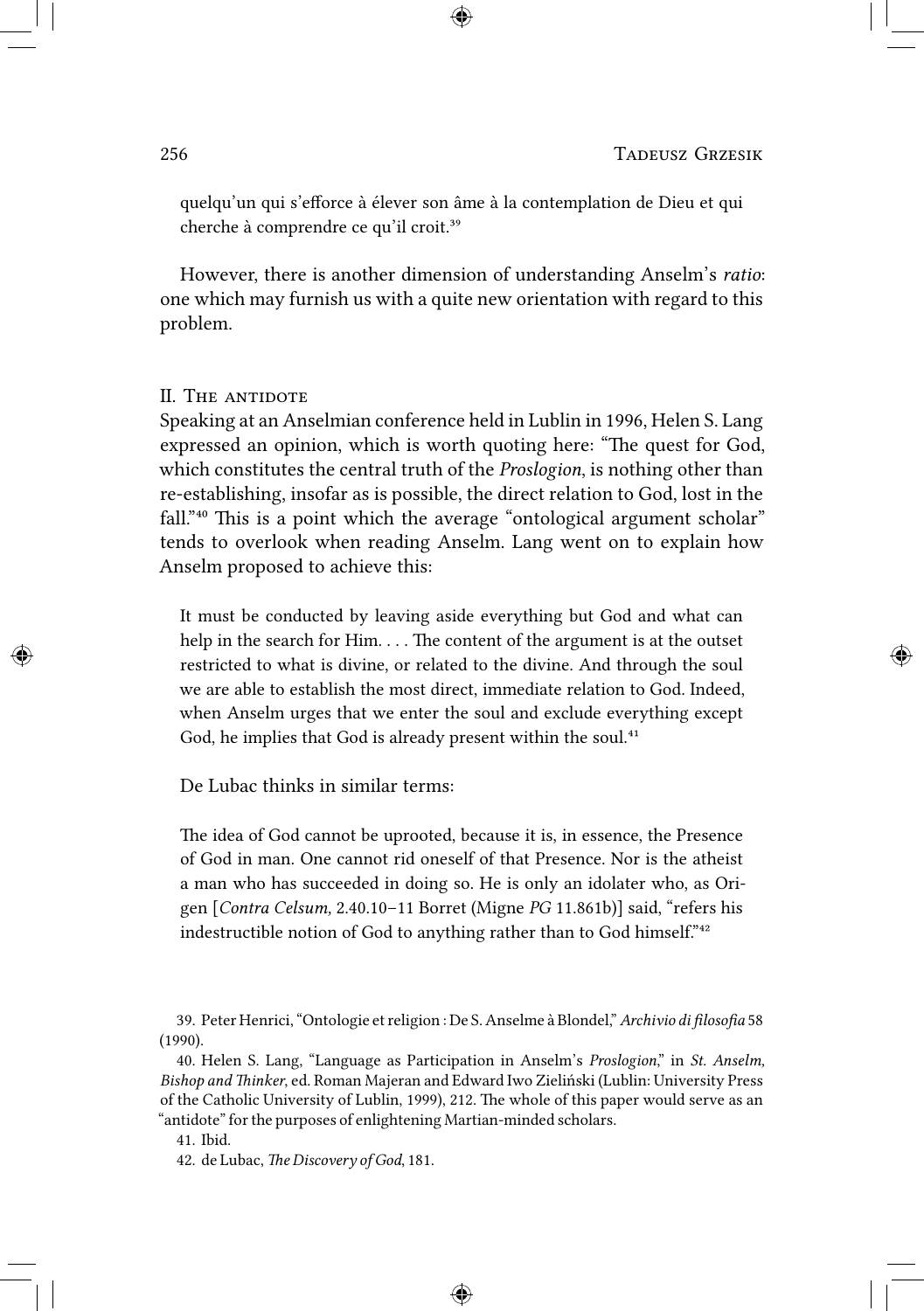quelqu'un qui s'efforce à élever son âme à la contemplation de Dieu et qui cherche à comprendre ce qu'il croit.[39]

However, there is another dimension of understanding Anselm's *ratio*: one which may furnish us with a quite new orientation with regard to this problem.

## II. The antidote

Speaking at an Anselmian conference held in Lublin in 1996, Helen S. Lang expressed an opinion, which is worth quoting here: "The quest for God, which constitutes the central truth of the *Proslogion*, is nothing other than re-establishing, insofar as is possible, the direct relation to God, lost in the fall."[40] This is a point which the average "ontological argument scholar" tends to overlook when reading Anselm. Lang went on to explain how Anselm proposed to achieve this:

> It must be conducted by leaving aside everything but God and what can help in the search for Him. . . . The content of the argument is at the outset restricted to what is divine, or related to the divine. And through the soul we are able to establish the most direct, immediate relation to God. Indeed, when Anselm urges that we enter the soul and exclude everything except God, he implies that God is already present within the soul.[41]

De Lubac thinks in similar terms:

> The idea of God cannot be uprooted, because it is, in essence, the Presence of God in man. One cannot rid oneself of that Presence. Nor is the atheist a man who has succeeded in doing so. He is only an idolater who, as Origen [*Contra Celsum,* 2.40.10–11 Borret (Migne *PG* 11.861b)] said, "refers his indestructible notion of God to anything rather than to God himself."[42]

---

39. Peter Henrici, "Ontologie et religion : De S. Anselme à Blondel," *Archivio di filosofia* 58 (1990).

40. Helen S. Lang, "Language as Participation in Anselm's *Proslogion*," in *St. Anselm, Bishop and Thinker*, ed. Roman Majeran and Edward Iwo Zieliński (Lublin: University Press of the Catholic University of Lublin, 1999), 212. The whole of this paper would serve as an "antidote" for the purposes of enlightening Martian-minded scholars.

41. Ibid.

42. de Lubac, *The Discovery of God*, 181.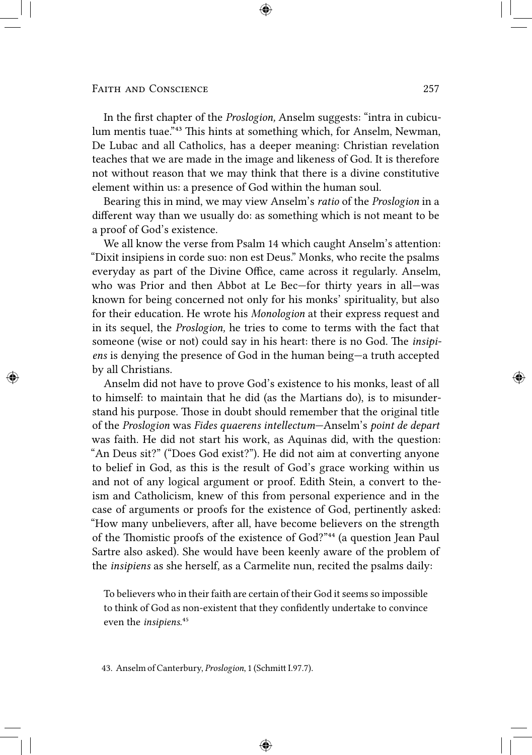In the first chapter of the *Proslogion,* Anselm suggests: "intra in cubiculum mentis tuae."[43] This hints at something which, for Anselm, Newman, De Lubac and all Catholics, has a deeper meaning: Christian revelation teaches that we are made in the image and likeness of God. It is therefore not without reason that we may think that there is a divine constitutive element within us: a presence of God within the human soul.

Bearing this in mind, we may view Anselm's *ratio* of the *Proslogion* in a different way than we usually do: as something which is not meant to be a proof of God's existence.

We all know the verse from Psalm 14 which caught Anselm's attention: "Dixit insipiens in corde suo: non est Deus." Monks, who recite the psalms everyday as part of the Divine Office, came across it regularly. Anselm, who was Prior and then Abbot at Le Bec—for thirty years in all—was known for being concerned not only for his monks' spirituality, but also for their education. He wrote his *Monologion* at their express request and in its sequel, the *Proslogion,* he tries to come to terms with the fact that someone (wise or not) could say in his heart: there is no God. The *insipiens* is denying the presence of God in the human being—a truth accepted by all Christians.

Anselm did not have to prove God's existence to his monks, least of all to himself: to maintain that he did (as the Martians do), is to misunderstand his purpose. Those in doubt should remember that the original title of the *Proslogion* was *Fides quaerens intellectum*—Anselm's *point de depart* was faith. He did not start his work, as Aquinas did, with the question: "An Deus sit?" ("Does God exist?"). He did not aim at converting anyone to belief in God, as this is the result of God's grace working within us and not of any logical argument or proof. Edith Stein, a convert to theism and Catholicism, knew of this from personal experience and in the case of arguments or proofs for the existence of God, pertinently asked: "How many unbelievers, after all, have become believers on the strength of the Thomistic proofs of the existence of God?"[44] (a question Jean Paul Sartre also asked). She would have been keenly aware of the problem of the *insipiens* as she herself, as a Carmelite nun, recited the psalms daily:

> To believers who in their faith are certain of their God it seems so impossible to think of God as non-existent that they confidently undertake to convince even the *insipiens.*[45]

43. Anselm of Canterbury, *Proslogion*, 1 (Schmitt I.97.7).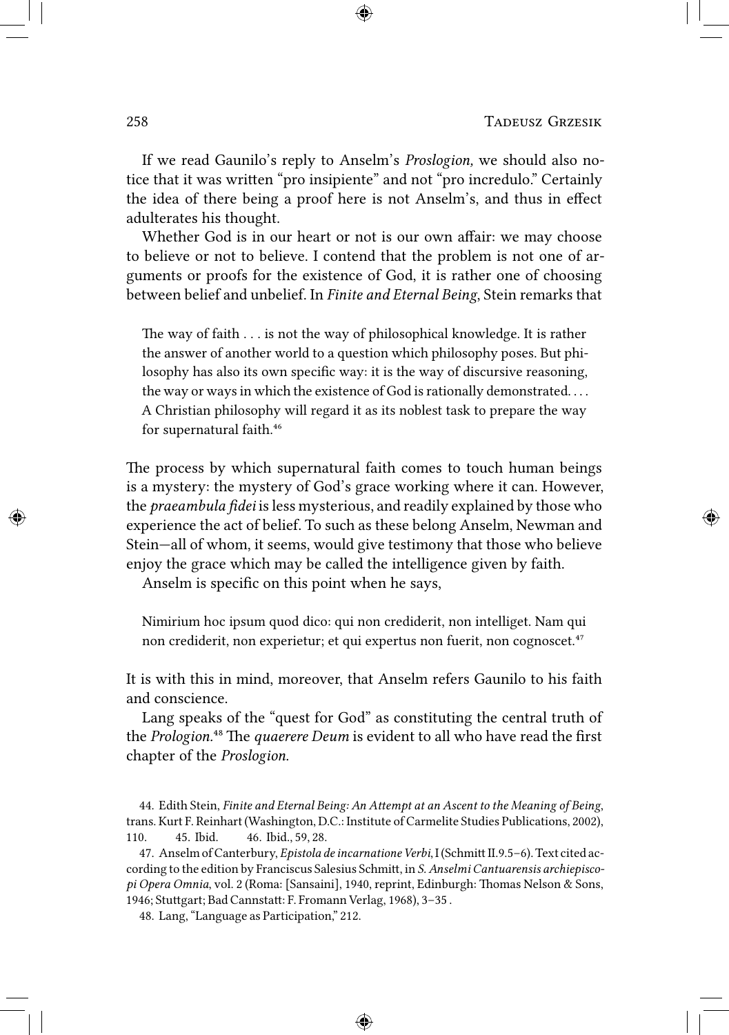If we read Gaunilo's reply to Anselm's *Proslogion,* we should also notice that it was written "pro insipiente" and not "pro incredulo." Certainly the idea of there being a proof here is not Anselm's, and thus in effect adulterates his thought.

Whether God is in our heart or not is our own affair: we may choose to believe or not to believe. I contend that the problem is not one of arguments or proofs for the existence of God, it is rather one of choosing between belief and unbelief. In *Finite and Eternal Being*, Stein remarks that

> The way of faith . . . is not the way of philosophical knowledge. It is rather the answer of another world to a question which philosophy poses. But philosophy has also its own specific way: it is the way of discursive reasoning, the way or ways in which the existence of God is rationally demonstrated. . . . A Christian philosophy will regard it as its noblest task to prepare the way for supernatural faith.[46]

The process by which supernatural faith comes to touch human beings is a mystery: the mystery of God's grace working where it can. However, the *praeambula fidei* is less mysterious, and readily explained by those who experience the act of belief. To such as these belong Anselm, Newman and Stein—all of whom, it seems, would give testimony that those who believe enjoy the grace which may be called the intelligence given by faith.

Anselm is specific on this point when he says,

> Nimirium hoc ipsum quod dico: qui non crediderit, non intelliget. Nam qui non crediderit, non experietur; et qui expertus non fuerit, non cognoscet.[47]

It is with this in mind, moreover, that Anselm refers Gaunilo to his faith and conscience.

Lang speaks of the "quest for God" as constituting the central truth of the *Prologion.*[48] The *quaerere Deum* is evident to all who have read the first chapter of the *Proslogion.*

44. Edith Stein, *Finite and Eternal Being: An Attempt at an Ascent to the Meaning of Being*, trans. Kurt F. Reinhart (Washington, D.C.: Institute of Carmelite Studies Publications, 2002), 110. 45. Ibid. 46. Ibid., 59, 28.

47. Anselm of Canterbury, *Epistola de incarnatione Verbi*, I (Schmitt II.9.5–6). Text cited according to the edition by Franciscus Salesius Schmitt, in *S. Anselmi Cantuarensis archiepiscopi Opera Omnia*, vol. 2 (Roma: [Sansaini], 1940, reprint, Edinburgh: Thomas Nelson & Sons, 1946; Stuttgart; Bad Cannstatt: F. Fromann Verlag, 1968), 3–35 .

48. Lang, "Language as Participation," 212.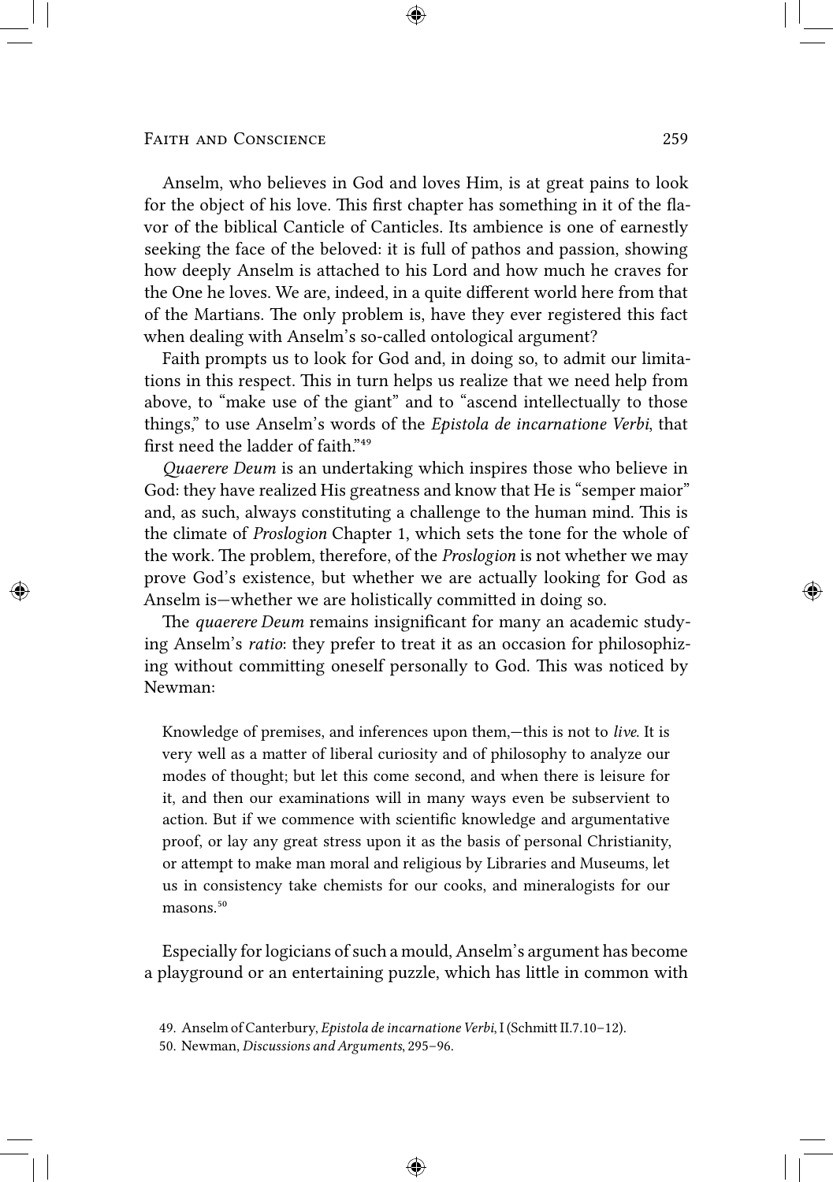Anselm, who believes in God and loves Him, is at great pains to look for the object of his love. This first chapter has something in it of the flavor of the biblical Canticle of Canticles. Its ambience is one of earnestly seeking the face of the beloved: it is full of pathos and passion, showing how deeply Anselm is attached to his Lord and how much he craves for the One he loves. We are, indeed, in a quite different world here from that of the Martians. The only problem is, have they ever registered this fact when dealing with Anselm's so-called ontological argument?

Faith prompts us to look for God and, in doing so, to admit our limitations in this respect. This in turn helps us realize that we need help from above, to "make use of the giant" and to "ascend intellectually to those things," to use Anselm's words of the *Epistola de incarnatione Verbi*, that first need the ladder of faith."[49]

*Quaerere Deum* is an undertaking which inspires those who believe in God: they have realized His greatness and know that He is "semper maior" and, as such, always constituting a challenge to the human mind. This is the climate of *Proslogion* Chapter 1, which sets the tone for the whole of the work. The problem, therefore, of the *Proslogion* is not whether we may prove God's existence, but whether we are actually looking for God as Anselm is—whether we are holistically committed in doing so.

The *quaerere Deum* remains insignificant for many an academic studying Anselm's *ratio*: they prefer to treat it as an occasion for philosophizing without committing oneself personally to God. This was noticed by Newman:

> Knowledge of premises, and inferences upon them,—this is not to *live*. It is very well as a matter of liberal curiosity and of philosophy to analyze our modes of thought; but let this come second, and when there is leisure for it, and then our examinations will in many ways even be subservient to action. But if we commence with scientific knowledge and argumentative proof, or lay any great stress upon it as the basis of personal Christianity, or attempt to make man moral and religious by Libraries and Museums, let us in consistency take chemists for our cooks, and mineralogists for our masons.[50]

Especially for logicians of such a mould, Anselm's argument has become a playground or an entertaining puzzle, which has little in common with

49. Anselm of Canterbury, *Epistola de incarnatione Verbi*, I (Schmitt II.7.10–12).

50. Newman, *Discussions and Arguments*, 295–96.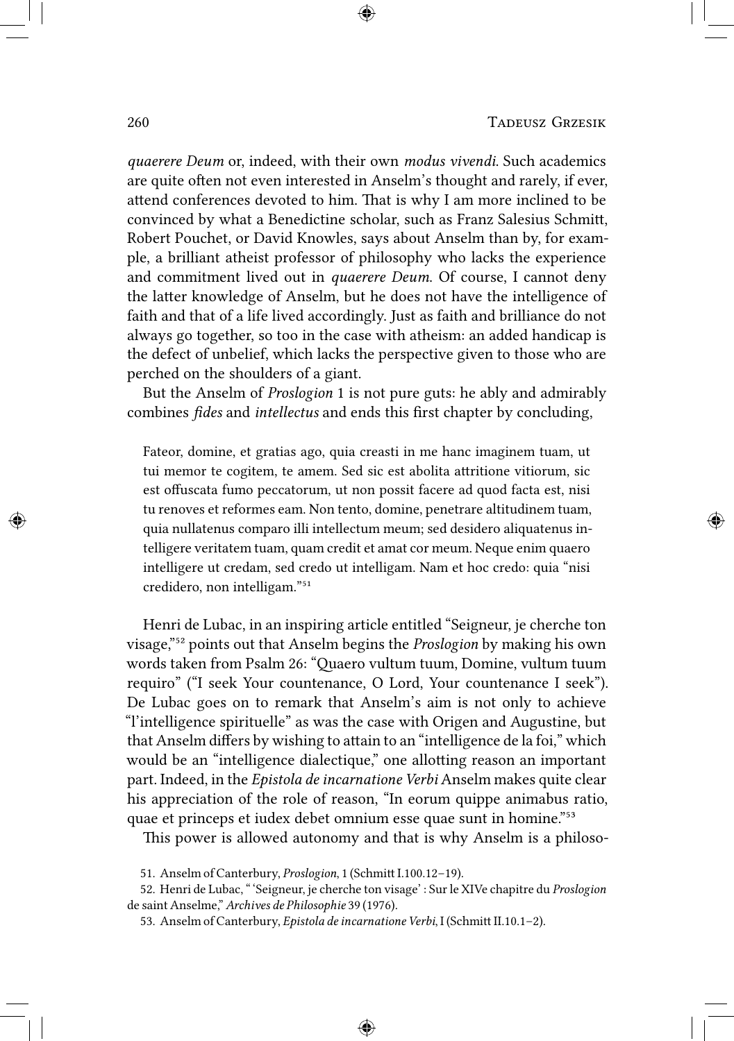*quaerere Deum* or, indeed, with their own *modus vivendi*. Such academics are quite often not even interested in Anselm's thought and rarely, if ever, attend conferences devoted to him. That is why I am more inclined to be convinced by what a Benedictine scholar, such as Franz Salesius Schmitt, Robert Pouchet, or David Knowles, says about Anselm than by, for example, a brilliant atheist professor of philosophy who lacks the experience and commitment lived out in *quaerere Deum*. Of course, I cannot deny the latter knowledge of Anselm, but he does not have the intelligence of faith and that of a life lived accordingly. Just as faith and brilliance do not always go together, so too in the case with atheism: an added handicap is the defect of unbelief, which lacks the perspective given to those who are perched on the shoulders of a giant.

But the Anselm of *Proslogion* 1 is not pure guts: he ably and admirably combines *fides* and *intellectus* and ends this first chapter by concluding,

> Fateor, domine, et gratias ago, quia creasti in me hanc imaginem tuam, ut tui memor te cogitem, te amem. Sed sic est abolita attritione vitiorum, sic est offuscata fumo peccatorum, ut non possit facere ad quod facta est, nisi tu renoves et reformes eam. Non tento, domine, penetrare altitudinem tuam, quia nullatenus comparo illi intellectum meum; sed desidero aliquatenus intelligere veritatem tuam, quam credit et amat cor meum. Neque enim quaero intelligere ut credam, sed credo ut intelligam. Nam et hoc credo: quia "nisi credidero, non intelligam."[51]

Henri de Lubac, in an inspiring article entitled "Seigneur, je cherche ton visage,"[52] points out that Anselm begins the *Proslogion* by making his own words taken from Psalm 26: "Quaero vultum tuum, Domine, vultum tuum requiro" ("I seek Your countenance, O Lord, Your countenance I seek"). De Lubac goes on to remark that Anselm's aim is not only to achieve "l'intelligence spirituelle" as was the case with Origen and Augustine, but that Anselm differs by wishing to attain to an "intelligence de la foi," which would be an "intelligence dialectique," one allotting reason an important part. Indeed, in the *Epistola de incarnatione Verbi* Anselm makes quite clear his appreciation of the role of reason, "In eorum quippe animabus ratio, quae et princeps et iudex debet omnium esse quae sunt in homine."[53]

This power is allowed autonomy and that is why Anselm is a philoso-

---

51. Anselm of Canterbury, *Proslogion*, 1 (Schmitt I.100.12–19).

52. Henri de Lubac, " 'Seigneur, je cherche ton visage' : Sur le XIVe chapitre du *Proslogion* de saint Anselme," *Archives de Philosophie* 39 (1976).

53. Anselm of Canterbury, *Epistola de incarnatione Verbi*, I (Schmitt II.10.1–2).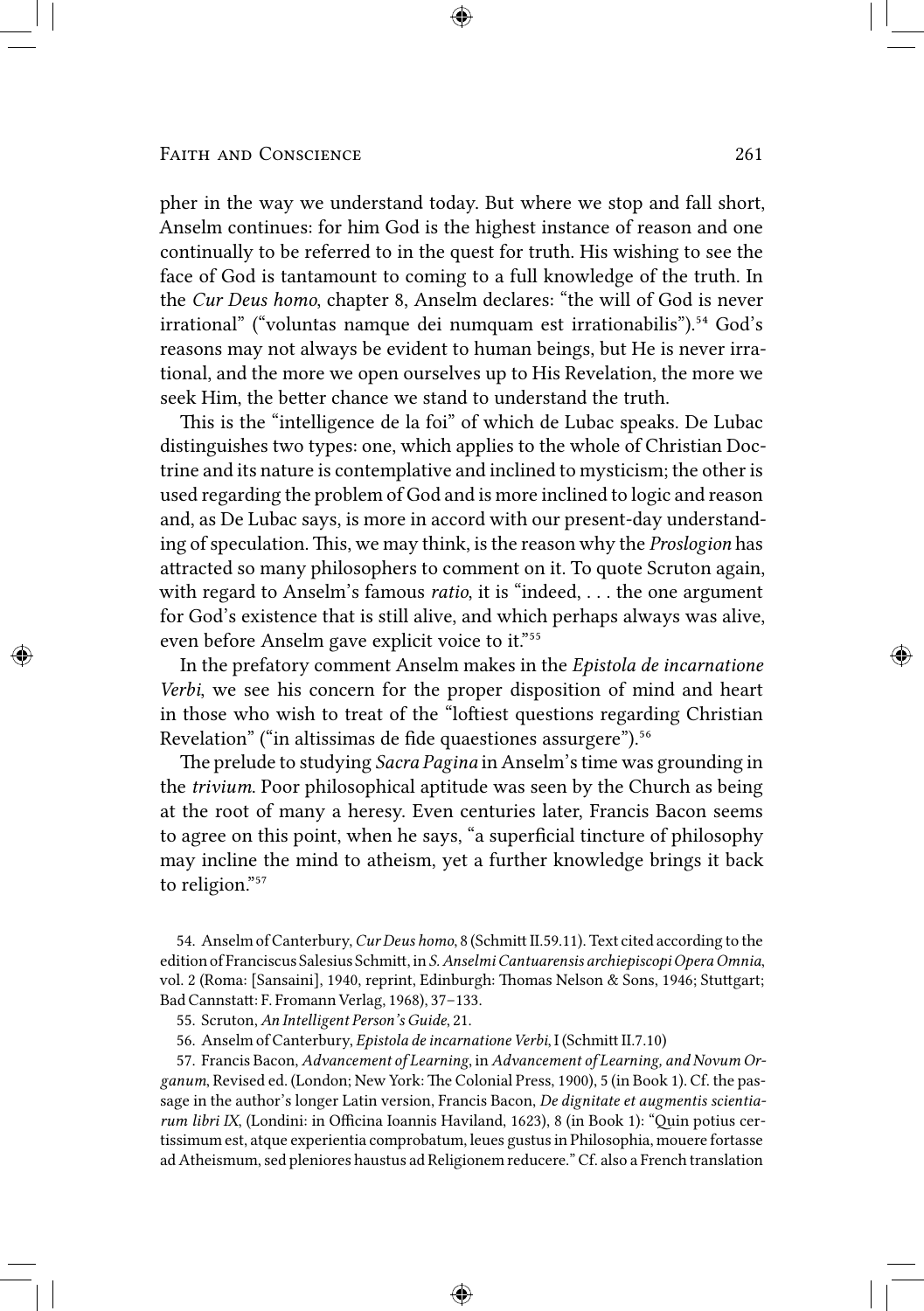pher in the way we understand today. But where we stop and fall short, Anselm continues: for him God is the highest instance of reason and one continually to be referred to in the quest for truth. His wishing to see the face of God is tantamount to coming to a full knowledge of the truth. In the *Cur Deus homo*, chapter 8, Anselm declares: "the will of God is never irrational" ("voluntas namque dei numquam est irrationabilis").[54] God's reasons may not always be evident to human beings, but He is never irrational, and the more we open ourselves up to His Revelation, the more we seek Him, the better chance we stand to understand the truth.

This is the "intelligence de la foi" of which de Lubac speaks. De Lubac distinguishes two types: one, which applies to the whole of Christian Doctrine and its nature is contemplative and inclined to mysticism; the other is used regarding the problem of God and is more inclined to logic and reason and, as De Lubac says, is more in accord with our present-day understanding of speculation. This, we may think, is the reason why the *Proslogion* has attracted so many philosophers to comment on it. To quote Scruton again, with regard to Anselm's famous *ratio*, it is "indeed, . . . the one argument for God's existence that is still alive, and which perhaps always was alive, even before Anselm gave explicit voice to it."[55]

In the prefatory comment Anselm makes in the *Epistola de incarnatione Verbi*, we see his concern for the proper disposition of mind and heart in those who wish to treat of the "loftiest questions regarding Christian Revelation" ("in altissimas de fide quaestiones assurgere").[56]

The prelude to studying *Sacra Pagina* in Anselm's time was grounding in the *trivium*. Poor philosophical aptitude was seen by the Church as being at the root of many a heresy. Even centuries later, Francis Bacon seems to agree on this point, when he says, "a superficial tincture of philosophy may incline the mind to atheism, yet a further knowledge brings it back to religion."[57]

54. Anselm of Canterbury, *Cur Deus homo*, 8 (Schmitt II.59.11). Text cited according to the edition of Franciscus Salesius Schmitt, in *S. Anselmi Cantuarensis archiepiscopi Opera Omnia*, vol. 2 (Roma: [Sansaini], 1940, reprint, Edinburgh: Thomas Nelson & Sons, 1946; Stuttgart; Bad Cannstatt: F. Fromann Verlag, 1968), 37–133.

55. Scruton, *An Intelligent Person's Guide*, 21.

56. Anselm of Canterbury, *Epistola de incarnatione Verbi*, I (Schmitt II.7.10)

57. Francis Bacon, *Advancement of Learning*, in *Advancement of Learning, and Novum Organum*, Revised ed. (London; New York: The Colonial Press, 1900), 5 (in Book 1). Cf. the passage in the author's longer Latin version, Francis Bacon, *De dignitate et augmentis scientiarum libri IX*, (Londini: in Officina Ioannis Haviland, 1623), 8 (in Book 1): "Quin potius certissimum est, atque experientia comprobatum, leues gustus in Philosophia, mouere fortasse ad Atheismum, sed pleniores haustus ad Religionem reducere." Cf. also a French translation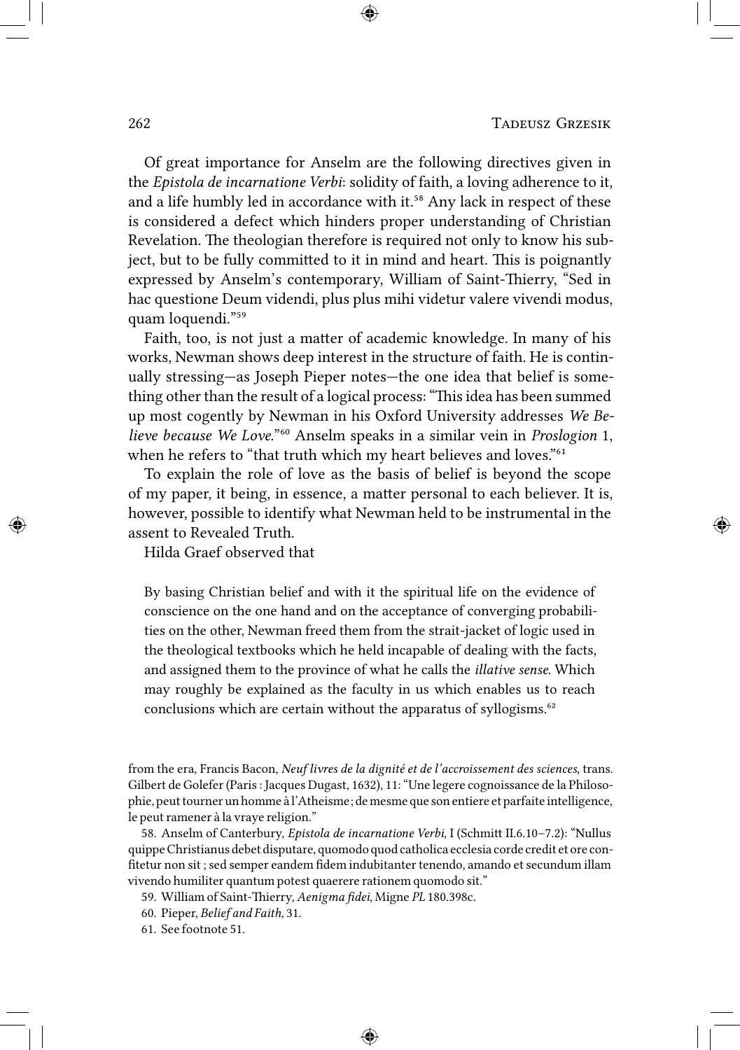Of great importance for Anselm are the following directives given in the *Epistola de incarnatione Verbi*: solidity of faith, a loving adherence to it, and a life humbly led in accordance with it.[58] Any lack in respect of these is considered a defect which hinders proper understanding of Christian Revelation. The theologian therefore is required not only to know his subject, but to be fully committed to it in mind and heart. This is poignantly expressed by Anselm's contemporary, William of Saint-Thierry, "Sed in hac questione Deum videndi, plus plus mihi videtur valere vivendi modus, quam loquendi."[59]

Faith, too, is not just a matter of academic knowledge. In many of his works, Newman shows deep interest in the structure of faith. He is continually stressing—as Joseph Pieper notes—the one idea that belief is something other than the result of a logical process: "This idea has been summed up most cogently by Newman in his Oxford University addresses *We Believe because We Love*."[60] Anselm speaks in a similar vein in *Proslogion* 1, when he refers to "that truth which my heart believes and loves."[61]

To explain the role of love as the basis of belief is beyond the scope of my paper, it being, in essence, a matter personal to each believer. It is, however, possible to identify what Newman held to be instrumental in the assent to Revealed Truth.

Hilda Graef observed that

> By basing Christian belief and with it the spiritual life on the evidence of conscience on the one hand and on the acceptance of converging probabilities on the other, Newman freed them from the strait-jacket of logic used in the theological textbooks which he held incapable of dealing with the facts, and assigned them to the province of what he calls the *illative sense*. Which may roughly be explained as the faculty in us which enables us to reach conclusions which are certain without the apparatus of syllogisms.[62]

---

from the era, Francis Bacon, *Neuf livres de la dignité et de l'accroissement des sciences*, trans. Gilbert de Golefer (Paris : Jacques Dugast, 1632), 11: "Une legere cognoissance de la Philosophie, peut tourner un homme à l'Atheisme ; de mesme que son entiere et parfaite intelligence, le peut ramener à la vraye religion."

58. Anselm of Canterbury, *Epistola de incarnatione Verbi*, I (Schmitt II.6.10–7.2): "Nullus quippe Christianus debet disputare, quomodo quod catholica ecclesia corde credit et ore confitetur non sit ; sed semper eandem fidem indubitanter tenendo, amando et secundum illam vivendo humiliter quantum potest quaerere rationem quomodo sit."

59. William of Saint-Thierry, *Aenigma fidei*, Migne *PL* 180.398c.

60. Pieper, *Belief and Faith*, 31.

61. See footnote 51.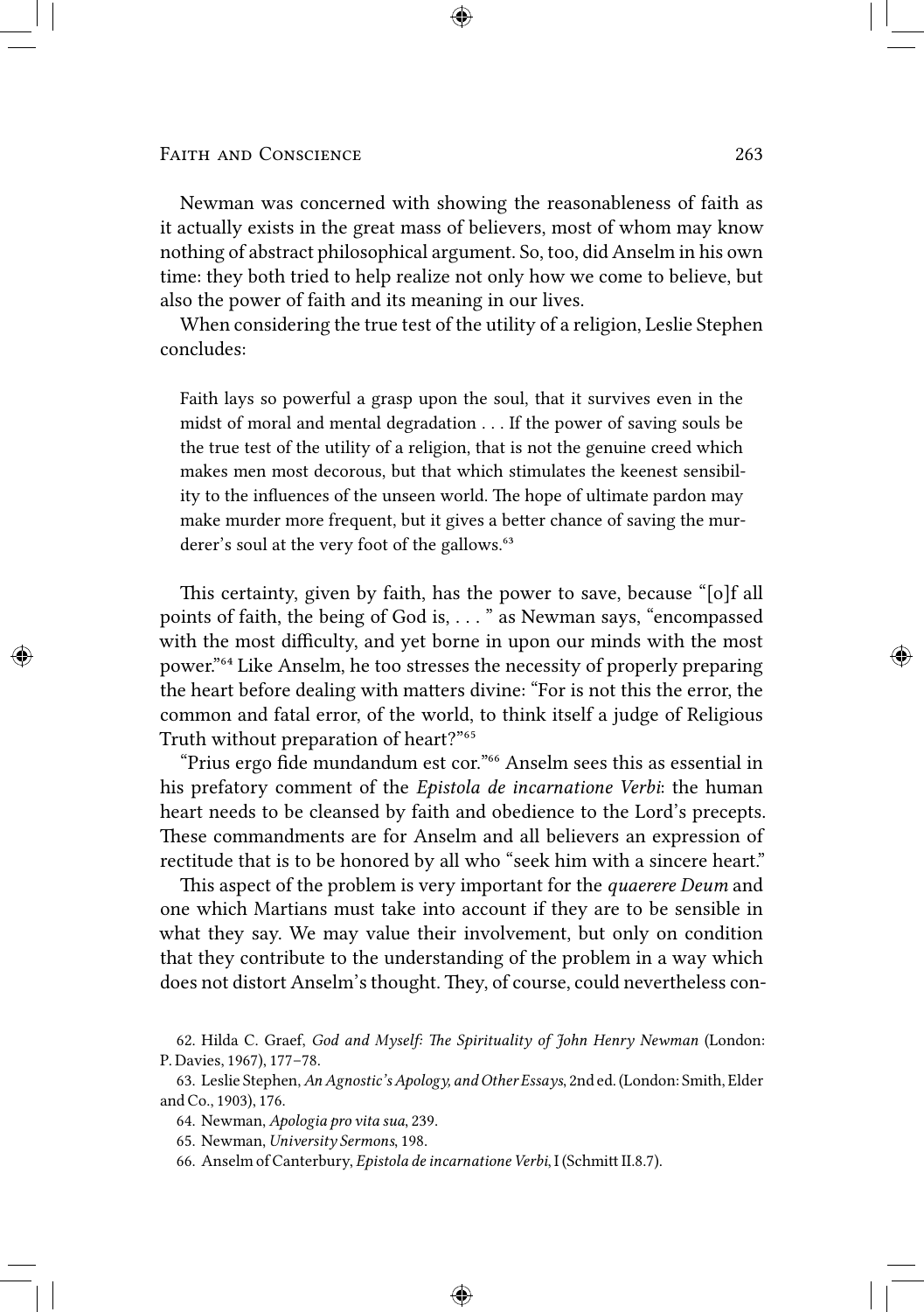Newman was concerned with showing the reasonableness of faith as it actually exists in the great mass of believers, most of whom may know nothing of abstract philosophical argument. So, too, did Anselm in his own time: they both tried to help realize not only how we come to believe, but also the power of faith and its meaning in our lives.

When considering the true test of the utility of a religion, Leslie Stephen concludes:

> Faith lays so powerful a grasp upon the soul, that it survives even in the midst of moral and mental degradation . . . If the power of saving souls be the true test of the utility of a religion, that is not the genuine creed which makes men most decorous, but that which stimulates the keenest sensibility to the influences of the unseen world. The hope of ultimate pardon may make murder more frequent, but it gives a better chance of saving the murderer's soul at the very foot of the gallows.[63]

This certainty, given by faith, has the power to save, because "[o]f all points of faith, the being of God is, . . . " as Newman says, "encompassed with the most difficulty, and yet borne in upon our minds with the most power."[64] Like Anselm, he too stresses the necessity of properly preparing the heart before dealing with matters divine: "For is not this the error, the common and fatal error, of the world, to think itself a judge of Religious Truth without preparation of heart?"[65]

"Prius ergo fide mundandum est cor."[66] Anselm sees this as essential in his prefatory comment of the *Epistola de incarnatione Verbi*: the human heart needs to be cleansed by faith and obedience to the Lord's precepts. These commandments are for Anselm and all believers an expression of rectitude that is to be honored by all who "seek him with a sincere heart."

This aspect of the problem is very important for the *quaerere Deum* and one which Martians must take into account if they are to be sensible in what they say. We may value their involvement, but only on condition that they contribute to the understanding of the problem in a way which does not distort Anselm's thought. They, of course, could nevertheless con-

---

62. Hilda C. Graef, *God and Myself: The Spirituality of John Henry Newman* (London: P. Davies, 1967), 177–78.

63. Leslie Stephen, *An Agnostic's Apology, and Other Essays*, 2nd ed. (London: Smith, Elder and Co., 1903), 176.

64. Newman, *Apologia pro vita sua*, 239.

65. Newman, *University Sermons*, 198.

66. Anselm of Canterbury, *Epistola de incarnatione Verbi*, I (Schmitt II.8.7).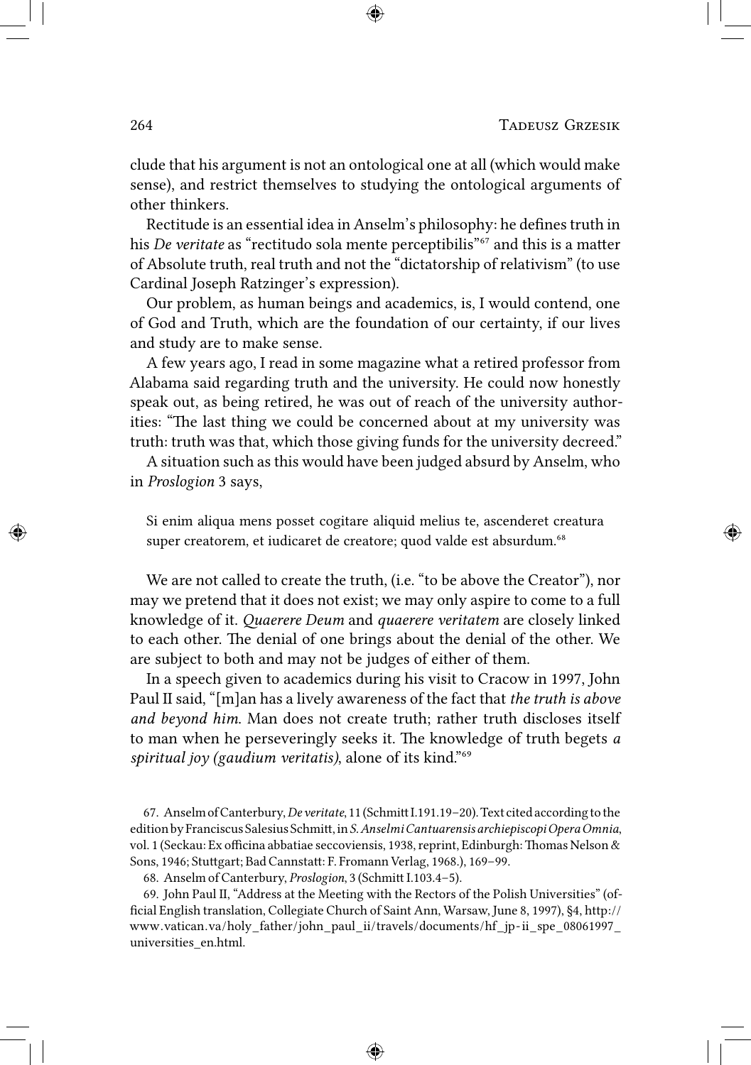clude that his argument is not an ontological one at all (which would make sense), and restrict themselves to studying the ontological arguments of other thinkers.

Rectitude is an essential idea in Anselm's philosophy: he defines truth in his *De veritate* as "rectitudo sola mente perceptibilis"[67] and this is a matter of Absolute truth, real truth and not the "dictatorship of relativism" (to use Cardinal Joseph Ratzinger's expression).

Our problem, as human beings and academics, is, I would contend, one of God and Truth, which are the foundation of our certainty, if our lives and study are to make sense.

A few years ago, I read in some magazine what a retired professor from Alabama said regarding truth and the university. He could now honestly speak out, as being retired, he was out of reach of the university authorities: "The last thing we could be concerned about at my university was truth: truth was that, which those giving funds for the university decreed."

A situation such as this would have been judged absurd by Anselm, who in *Proslogion* 3 says,

> Si enim aliqua mens posset cogitare aliquid melius te, ascenderet creatura super creatorem, et iudicaret de creatore; quod valde est absurdum.[68]

We are not called to create the truth, (i.e. "to be above the Creator"), nor may we pretend that it does not exist; we may only aspire to come to a full knowledge of it. *Quaerere Deum* and *quaerere veritatem* are closely linked to each other. The denial of one brings about the denial of the other. We are subject to both and may not be judges of either of them.

In a speech given to academics during his visit to Cracow in 1997, John Paul II said, "[m]an has a lively awareness of the fact that *the truth is above and beyond him*. Man does not create truth; rather truth discloses itself to man when he perseveringly seeks it. The knowledge of truth begets *a spiritual joy (gaudium veritatis)*, alone of its kind."[69]

---

67. Anselm of Canterbury, *De veritate*, 11 (Schmitt I.191.19–20). Text cited according to the edition by Franciscus Salesius Schmitt, in *S. Anselmi Cantuarensis archiepiscopi Opera Omnia*, vol. 1 (Seckau: Ex officina abbatiae seccoviensis, 1938, reprint, Edinburgh: Thomas Nelson & Sons, 1946; Stuttgart; Bad Cannstatt: F. Fromann Verlag, 1968.), 169–99.

68. Anselm of Canterbury, *Proslogion*, 3 (Schmitt I.103.4–5).

69. John Paul II, "Address at the Meeting with the Rectors of the Polish Universities" (official English translation, Collegiate Church of Saint Ann, Warsaw, June 8, 1997), §4, http://www.vatican.va/holy_father/john_paul_ii/travels/documents/hf_jp-ii_spe_08061997_universities_en.html.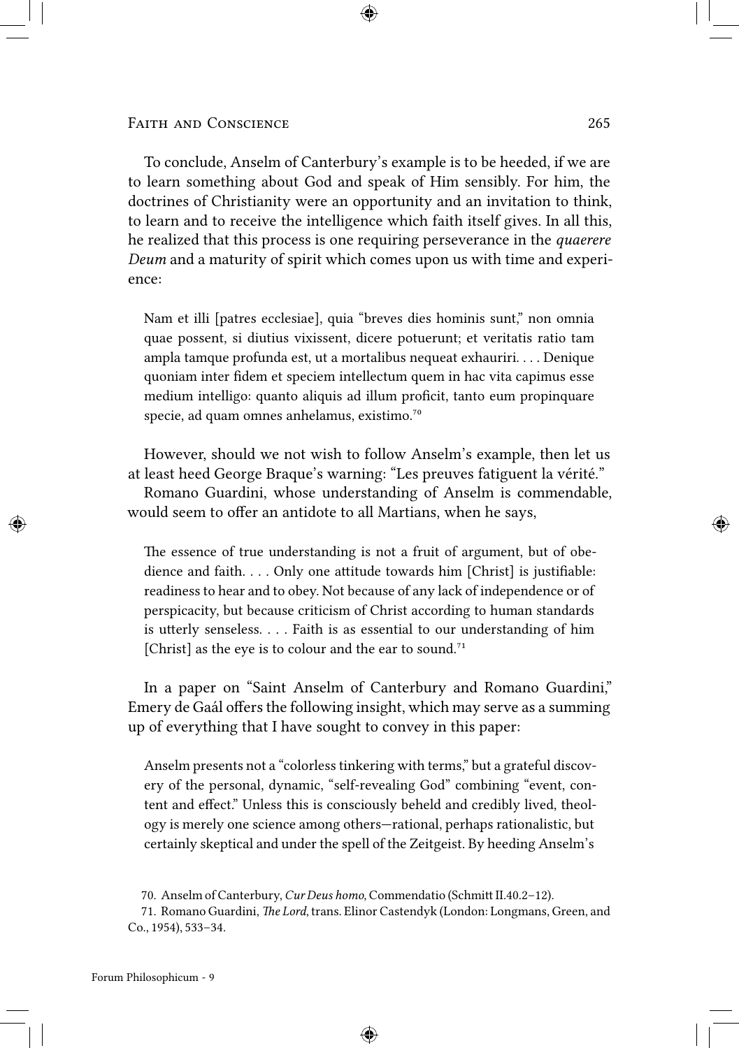To conclude, Anselm of Canterbury's example is to be heeded, if we are to learn something about God and speak of Him sensibly. For him, the doctrines of Christianity were an opportunity and an invitation to think, to learn and to receive the intelligence which faith itself gives. In all this, he realized that this process is one requiring perseverance in the *quaerere Deum* and a maturity of spirit which comes upon us with time and experience:

> Nam et illi [patres ecclesiae], quia "breves dies hominis sunt," non omnia quae possent, si diutius vixissent, dicere potuerunt; et veritatis ratio tam ampla tamque profunda est, ut a mortalibus nequeat exhauriri. . . . Denique quoniam inter fidem et speciem intellectum quem in hac vita capimus esse medium intelligo: quanto aliquis ad illum proficit, tanto eum propinquare specie, ad quam omnes anhelamus, existimo.[70]

However, should we not wish to follow Anselm's example, then let us at least heed George Braque's warning: "Les preuves fatiguent la vérité."

Romano Guardini, whose understanding of Anselm is commendable, would seem to offer an antidote to all Martians, when he says,

> The essence of true understanding is not a fruit of argument, but of obedience and faith. . . . Only one attitude towards him [Christ] is justifiable: readiness to hear and to obey. Not because of any lack of independence or of perspicacity, but because criticism of Christ according to human standards is utterly senseless. . . . Faith is as essential to our understanding of him [Christ] as the eye is to colour and the ear to sound.[71]

In a paper on "Saint Anselm of Canterbury and Romano Guardini," Emery de Gaál offers the following insight, which may serve as a summing up of everything that I have sought to convey in this paper:

> Anselm presents not a "colorless tinkering with terms," but a grateful discovery of the personal, dynamic, "self-revealing God" combining "event, content and effect." Unless this is consciously beheld and credibly lived, theology is merely one science among others—rational, perhaps rationalistic, but certainly skeptical and under the spell of the Zeitgeist. By heeding Anselm's

70. Anselm of Canterbury, *Cur Deus homo*, Commendatio (Schmitt II.40.2–12).

71. Romano Guardini, *The Lord*, trans. Elinor Castendyk (London: Longmans, Green, and Co., 1954), 533–34.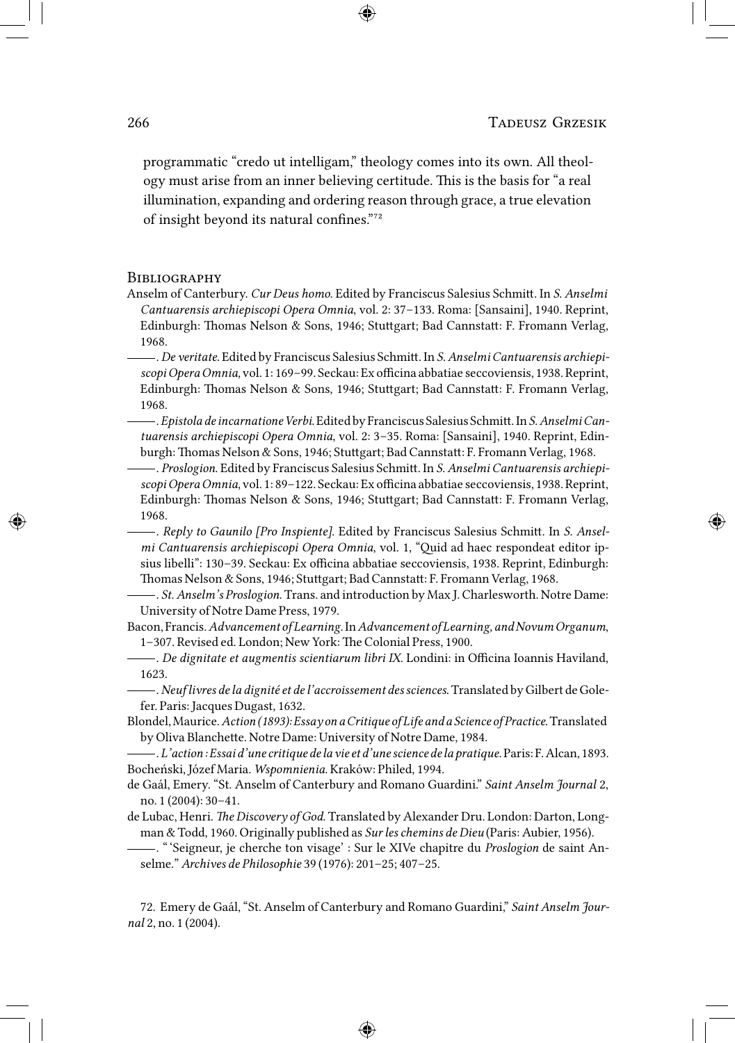programmatic "credo ut intelligam," theology comes into its own. All theology must arise from an inner believing certitude. This is the basis for "a real illumination, expanding and ordering reason through grace, a true elevation of insight beyond its natural confines."[72]

## Bibliography

Anselm of Canterbury. *Cur Deus homo*. Edited by Franciscus Salesius Schmitt. In *S. Anselmi Cantuarensis archiepiscopi Opera Omnia*, vol. 2: 37–133. Roma: [Sansaini], 1940. Reprint, Edinburgh: Thomas Nelson & Sons, 1946; Stuttgart; Bad Cannstatt: F. Fromann Verlag, 1968.

———. *De veritate*. Edited by Franciscus Salesius Schmitt. In *S. Anselmi Cantuarensis archiepiscopi Opera Omnia*, vol. 1: 169–99. Seckau: Ex officina abbatiae seccoviensis, 1938. Reprint, Edinburgh: Thomas Nelson & Sons, 1946; Stuttgart; Bad Cannstatt: F. Fromann Verlag, 1968.

———. *Epistola de incarnatione Verbi*. Edited by Franciscus Salesius Schmitt. In *S. Anselmi Cantuarensis archiepiscopi Opera Omnia*, vol. 2: 3–35. Roma: [Sansaini], 1940. Reprint, Edinburgh: Thomas Nelson & Sons, 1946; Stuttgart; Bad Cannstatt: F. Fromann Verlag, 1968.

———. *Proslogion*. Edited by Franciscus Salesius Schmitt. In *S. Anselmi Cantuarensis archiepiscopi Opera Omnia*, vol. 1: 89–122. Seckau: Ex officina abbatiae seccoviensis, 1938. Reprint, Edinburgh: Thomas Nelson & Sons, 1946; Stuttgart; Bad Cannstatt: F. Fromann Verlag, 1968.

———. *Reply to Gaunilo [Pro Inspiente]*. Edited by Franciscus Salesius Schmitt. In *S. Anselmi Cantuarensis archiepiscopi Opera Omnia*, vol. 1, "Quid ad haec respondeat editor ipsius libelli": 130–39. Seckau: Ex officina abbatiae seccoviensis, 1938. Reprint, Edinburgh: Thomas Nelson & Sons, 1946; Stuttgart; Bad Cannstatt: F. Fromann Verlag, 1968.

———. *St. Anselm's Proslogion*. Trans. and introduction by Max J. Charlesworth. Notre Dame: University of Notre Dame Press, 1979.

Bacon, Francis. *Advancement of Learning*. In *Advancement of Learning, and Novum Organum*, 1–307. Revised ed. London; New York: The Colonial Press, 1900.

———. *De dignitate et augmentis scientiarum libri IX*. Londini: in Officina Ioannis Haviland, 1623.

———. *Neuf livres de la dignité et de l'accroissement des sciences*. Translated by Gilbert de Golefer. Paris: Jacques Dugast, 1632.

Blondel, Maurice. *Action (1893): Essay on a Critique of Life and a Science of Practice*. Translated by Oliva Blanchette. Notre Dame: University of Notre Dame, 1984.

———. *L'action : Essai d'une critique de la vie et d'une science de la pratique*. Paris: F. Alcan, 1893.

Bocheński, Józef Maria. *Wspomnienia*. Kraków: Philed, 1994.

de Gaál, Emery. "St. Anselm of Canterbury and Romano Guardini." *Saint Anselm Journal* 2, no. 1 (2004): 30–41.

de Lubac, Henri. *The Discovery of God*. Translated by Alexander Dru. London: Darton, Longman & Todd, 1960. Originally published as *Sur les chemins de Dieu* (Paris: Aubier, 1956).

———. " 'Seigneur, je cherche ton visage' : Sur le XIVe chapitre du *Proslogion* de saint Anselme." *Archives de Philosophie* 39 (1976): 201–25; 407–25.

72. Emery de Gaál, "St. Anselm of Canterbury and Romano Guardini," *Saint Anselm Journal* 2, no. 1 (2004).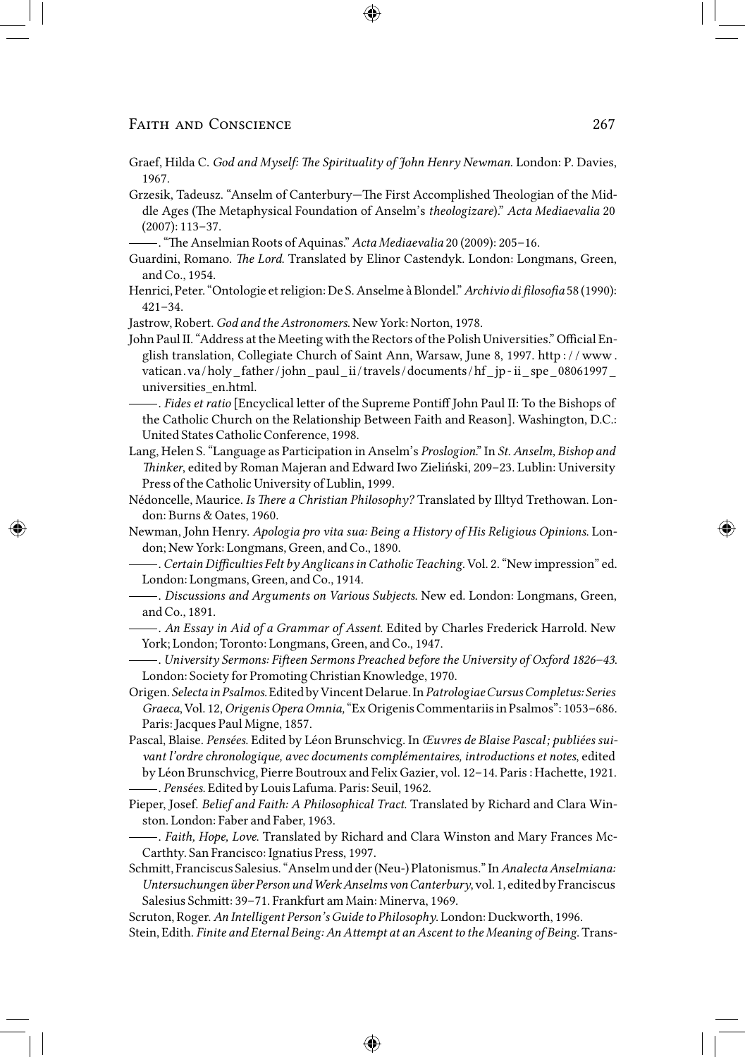Graef, Hilda C. *God and Myself: The Spirituality of John Henry Newman*. London: P. Davies, 1967.

Grzesik, Tadeusz. "Anselm of Canterbury—The First Accomplished Theologian of the Middle Ages (The Metaphysical Foundation of Anselm's *theologizare*)." *Acta Mediaevalia* 20 (2007): 113–37.

———. "The Anselmian Roots of Aquinas." *Acta Mediaevalia* 20 (2009): 205–16.

Guardini, Romano. *The Lord*. Translated by Elinor Castendyk. London: Longmans, Green, and Co., 1954.

Henrici, Peter. "Ontologie et religion: De S. Anselme à Blondel." *Archivio di filosofia* 58 (1990): 421–34.

Jastrow, Robert. *God and the Astronomers*. New York: Norton, 1978.

John Paul II. "Address at the Meeting with the Rectors of the Polish Universities." Official English translation, Collegiate Church of Saint Ann, Warsaw, June 8, 1997. http://www.vatican.va/holy_father/john_paul_ii/travels/documents/hf_jp-ii_spe_08061997_universities_en.html.

———. *Fides et ratio* [Encyclical letter of the Supreme Pontiff John Paul II: To the Bishops of the Catholic Church on the Relationship Between Faith and Reason]. Washington, D.C.: United States Catholic Conference, 1998.

Lang, Helen S. "Language as Participation in Anselm's *Proslogion*." In *St. Anselm, Bishop and Thinker*, edited by Roman Majeran and Edward Iwo Zieliński, 209–23. Lublin: University Press of the Catholic University of Lublin, 1999.

Nédoncelle, Maurice. *Is There a Christian Philosophy?* Translated by Illtyd Trethowan. London: Burns & Oates, 1960.

Newman, John Henry. *Apologia pro vita sua: Being a History of His Religious Opinions*. London; New York: Longmans, Green, and Co., 1890.

———. *Certain Difficulties Felt by Anglicans in Catholic Teaching*. Vol. 2. "New impression" ed. London: Longmans, Green, and Co., 1914.

———. *Discussions and Arguments on Various Subjects*. New ed. London: Longmans, Green, and Co., 1891.

———. *An Essay in Aid of a Grammar of Assent*. Edited by Charles Frederick Harrold. New York; London; Toronto: Longmans, Green, and Co., 1947.

———. *University Sermons: Fifteen Sermons Preached before the University of Oxford 1826–43*. London: Society for Promoting Christian Knowledge, 1970.

Origen. *Selecta in Psalmos*. Edited by Vincent Delarue. In *Patrologiae Cursus Completus: Series Graeca*, Vol. 12, *Origenis Opera Omnia*, "Ex Origenis Commentariis in Psalmos": 1053–686. Paris: Jacques Paul Migne, 1857.

Pascal, Blaise. *Pensées*. Edited by Léon Brunschvicg. In *Œuvres de Blaise Pascal; publiées suivant l'ordre chronologique, avec documents complémentaires, introductions et notes*, edited by Léon Brunschvicg, Pierre Boutroux and Felix Gazier, vol. 12–14. Paris : Hachette, 1921.

———. *Pensées*. Edited by Louis Lafuma. Paris: Seuil, 1962.

Pieper, Josef. *Belief and Faith: A Philosophical Tract*. Translated by Richard and Clara Winston. London: Faber and Faber, 1963.

———. *Faith, Hope, Love*. Translated by Richard and Clara Winston and Mary Frances McCarthty. San Francisco: Ignatius Press, 1997.

Schmitt, Franciscus Salesius. "Anselm und der (Neu-) Platonismus." In *Analecta Anselmiana: Untersuchungen über Person und Werk Anselms von Canterbury*, vol. 1, edited by Franciscus Salesius Schmitt: 39–71. Frankfurt am Main: Minerva, 1969.

Scruton, Roger. *An Intelligent Person's Guide to Philosophy*. London: Duckworth, 1996.

Stein, Edith. *Finite and Eternal Being: An Attempt at an Ascent to the Meaning of Being*. Trans-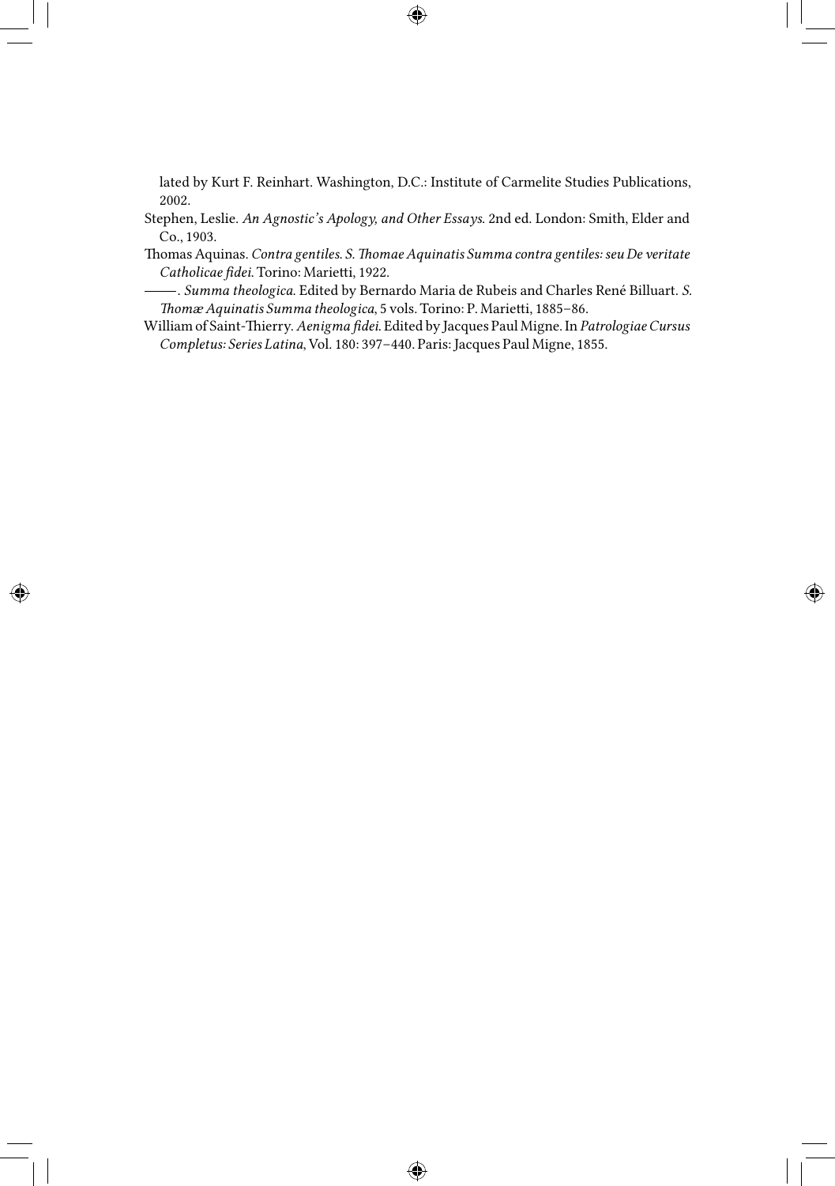lated by Kurt F. Reinhart. Washington, D.C.: Institute of Carmelite Studies Publications, 2002.

Stephen, Leslie. *An Agnostic's Apology, and Other Essays*. 2nd ed. London: Smith, Elder and Co., 1903.

Thomas Aquinas. *Contra gentiles. S. Thomae Aquinatis Summa contra gentiles: seu De veritate Catholicae fidei*. Torino: Marietti, 1922.

———. *Summa theologica*. Edited by Bernardo Maria de Rubeis and Charles René Billuart. *S. Thomæ Aquinatis Summa theologica*, 5 vols. Torino: P. Marietti, 1885–86.

William of Saint-Thierry. *Aenigma fidei*. Edited by Jacques Paul Migne. In *Patrologiae Cursus Completus: Series Latina*, Vol. 180: 397–440. Paris: Jacques Paul Migne, 1855.